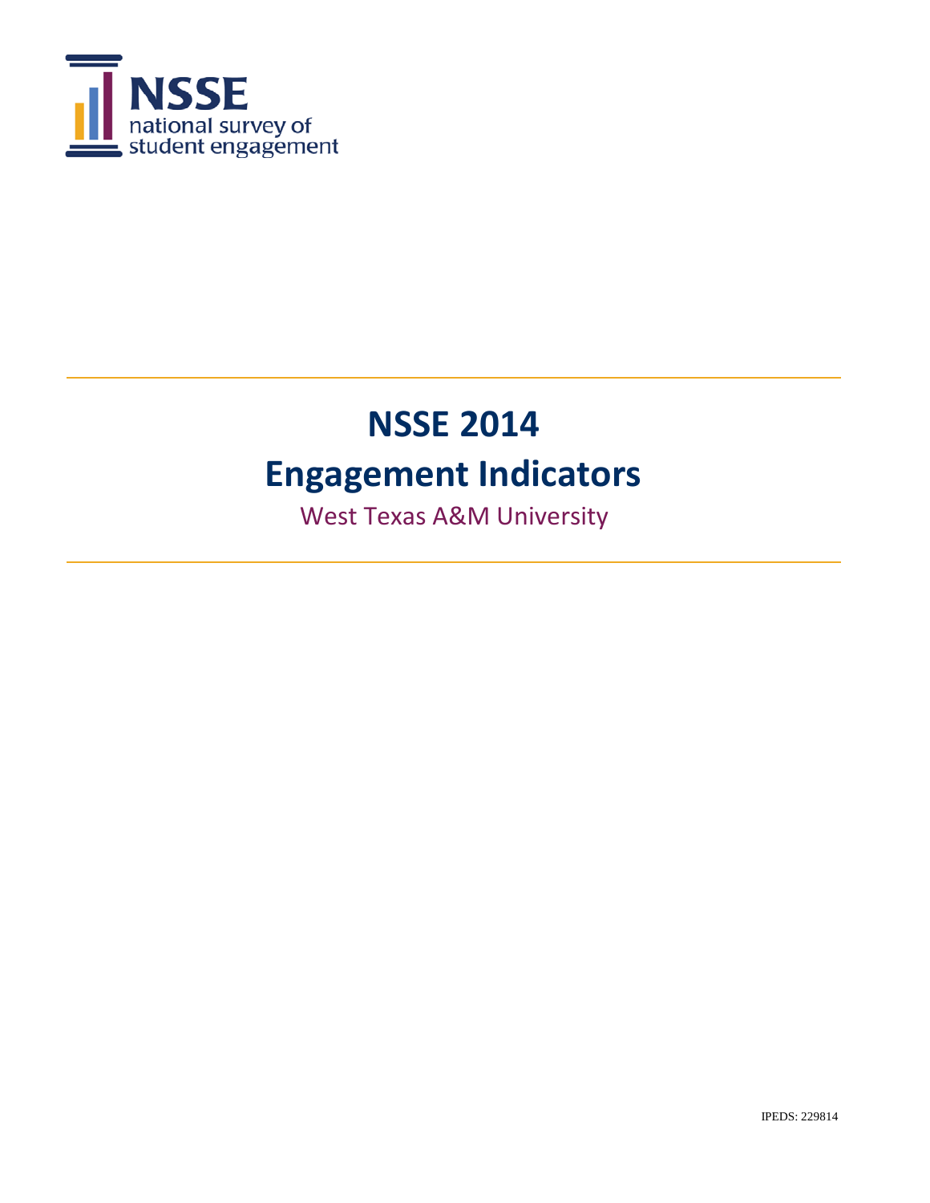NSSE

national survey of student engagement

# NSSE 2014

# Engagement Indicators

West Texas A&M University

IPEDS: 229814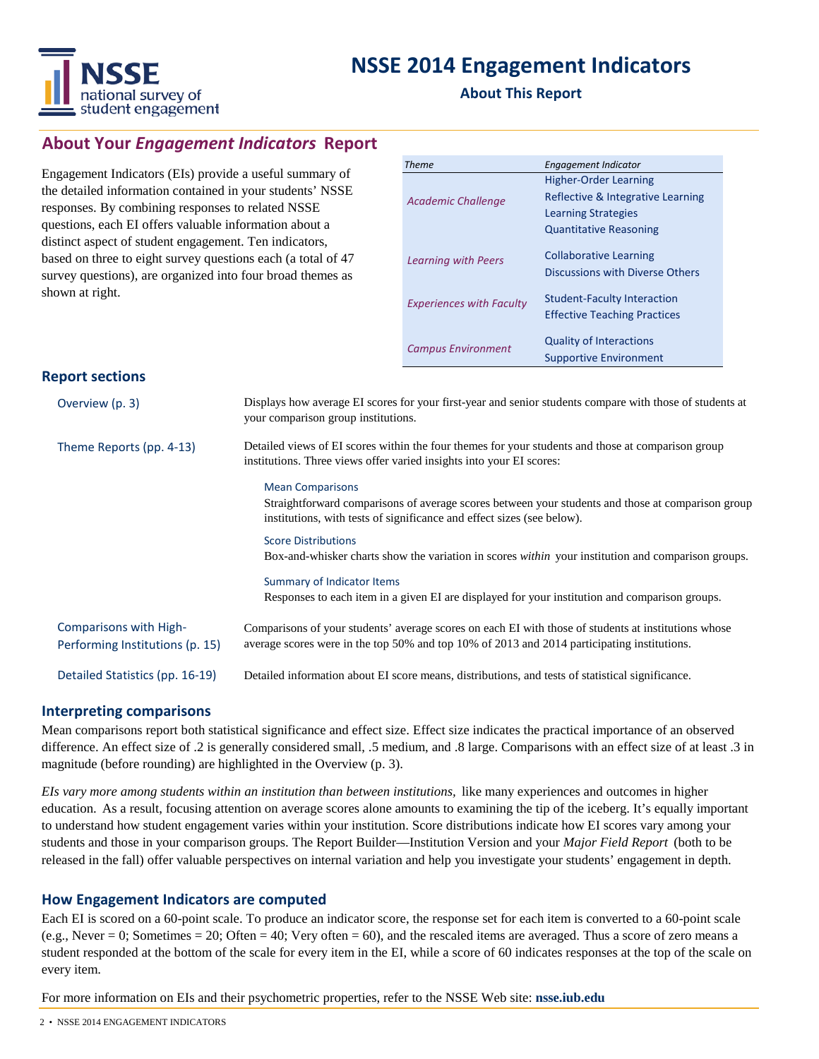# NSSE 2014 Engagement Indicators

**About This Report**

## About Your *Engagement Indicators* Report

Engagement Indicators (EIs) provide a useful summary of the detailed information contained in your students' NSSE responses. By combining responses to related NSSE questions, each EI offers valuable information about a distinct aspect of student engagement. Ten indicators, based on three to eight survey questions each (a total of 47 survey questions), are organized into four broad themes as shown at right.

| *Theme* | *Engagement Indicator* |
|---|---|
| *Academic Challenge* | Higher-Order Learning<br>Reflective & Integrative Learning<br>Learning Strategies<br>Quantitative Reasoning |
| *Learning with Peers* | Collaborative Learning<br>Discussions with Diverse Others |
| *Experiences with Faculty* | Student-Faculty Interaction<br>Effective Teaching Practices |
| *Campus Environment* | Quality of Interactions<br>Supportive Environment |

### Report sections

**Overview (p. 3)**
Displays how average EI scores for your first-year and senior students compare with those of students at your comparison group institutions.

**Theme Reports (pp. 4-13)**
Detailed views of EI scores within the four themes for your students and those at comparison group institutions. Three views offer varied insights into your EI scores:

- **Mean Comparisons**
  Straightforward comparisons of average scores between your students and those at comparison group institutions, with tests of significance and effect sizes (see below).
- **Score Distributions**
  Box-and-whisker charts show the variation in scores *within* your institution and comparison groups.
- **Summary of Indicator Items**
  Responses to each item in a given EI are displayed for your institution and comparison groups.

**Comparisons with High-Performing Institutions (p. 15)**
Comparisons of your students' average scores on each EI with those of students at institutions whose average scores were in the top 50% and top 10% of 2013 and 2014 participating institutions.

**Detailed Statistics (pp. 16-19)**
Detailed information about EI score means, distributions, and tests of statistical significance.

### Interpreting comparisons

Mean comparisons report both statistical significance and effect size. Effect size indicates the practical importance of an observed difference. An effect size of .2 is generally considered small, .5 medium, and .8 large. Comparisons with an effect size of at least .3 in magnitude (before rounding) are highlighted in the Overview (p. 3).

*EIs vary more among students within an institution than between institutions,* like many experiences and outcomes in higher education. As a result, focusing attention on average scores alone amounts to examining the tip of the iceberg. It's equally important to understand how student engagement varies within your institution. Score distributions indicate how EI scores vary among your students and those in your comparison groups. The Report Builder—Institution Version and your *Major Field Report* (both to be released in the fall) offer valuable perspectives on internal variation and help you investigate your students' engagement in depth.

### How Engagement Indicators are computed

Each EI is scored on a 60-point scale. To produce an indicator score, the response set for each item is converted to a 60-point scale (e.g., Never = 0; Sometimes = 20; Often = 40; Very often = 60), and the rescaled items are averaged. Thus a score of zero means a student responded at the bottom of the scale for every item in the EI, while a score of 60 indicates responses at the top of the scale on every item.

For more information on EIs and their psychometric properties, refer to the NSSE Web site: **nsse.iub.edu**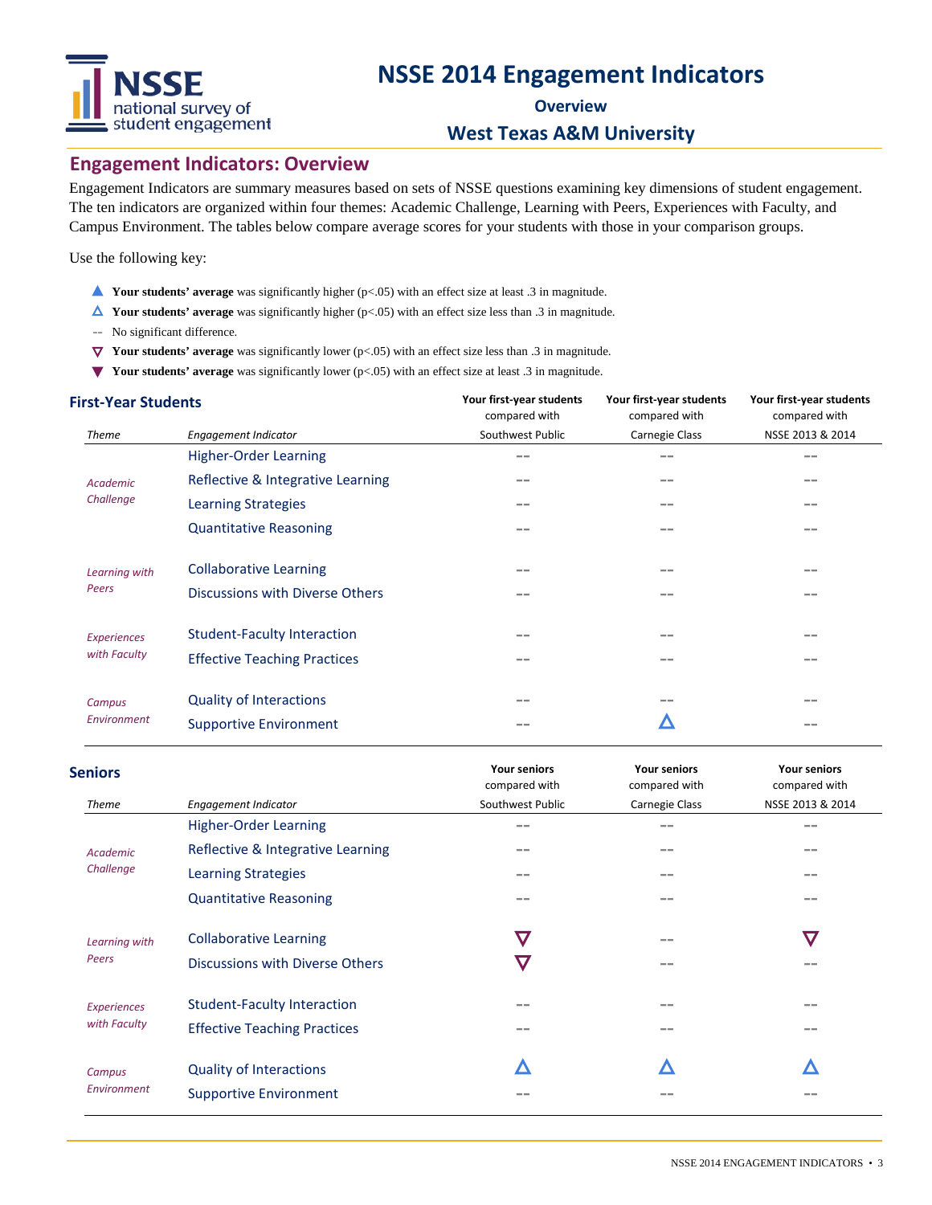# NSSE 2014 Engagement Indicators

**Overview**

**West Texas A&M University**

## Engagement Indicators: Overview

Engagement Indicators are summary measures based on sets of NSSE questions examining key dimensions of student engagement. The ten indicators are organized within four themes: Academic Challenge, Learning with Peers, Experiences with Faculty, and Campus Environment. The tables below compare average scores for your students with those in your comparison groups.

Use the following key:

- ▲ **Your students' average** was significantly higher ($p<.05$) with an effect size at least .3 in magnitude.
- △ **Your students' average** was significantly higher ($p<.05$) with an effect size less than .3 in magnitude.
- -- No significant difference.
- ▽ **Your students' average** was significantly lower ($p<.05$) with an effect size less than .3 in magnitude.
- ▼ **Your students' average** was significantly lower ($p<.05$) with an effect size at least .3 in magnitude.

### First-Year Students

| Theme | Engagement Indicator | Your first-year students compared with Southwest Public | Your first-year students compared with Carnegie Class | Your first-year students compared with NSSE 2013 & 2014 |
|---|---|---|---|---|
| *Academic Challenge* | Higher-Order Learning | -- | -- | -- |
| | Reflective & Integrative Learning | -- | -- | -- |
| | Learning Strategies | -- | -- | -- |
| | Quantitative Reasoning | -- | -- | -- |
| *Learning with Peers* | Collaborative Learning | -- | -- | -- |
| | Discussions with Diverse Others | -- | -- | -- |
| *Experiences with Faculty* | Student-Faculty Interaction | -- | -- | -- |
| | Effective Teaching Practices | -- | -- | -- |
| *Campus Environment* | Quality of Interactions | -- | -- | -- |
| | Supportive Environment | -- | △ | -- |

### Seniors

| Theme | Engagement Indicator | Your seniors compared with Southwest Public | Your seniors compared with Carnegie Class | Your seniors compared with NSSE 2013 & 2014 |
|---|---|---|---|---|
| *Academic Challenge* | Higher-Order Learning | -- | -- | -- |
| | Reflective & Integrative Learning | -- | -- | -- |
| | Learning Strategies | -- | -- | -- |
| | Quantitative Reasoning | -- | -- | -- |
| *Learning with Peers* | Collaborative Learning | ▽ | -- | ▽ |
| | Discussions with Diverse Others | ▽ | -- | -- |
| *Experiences with Faculty* | Student-Faculty Interaction | -- | -- | -- |
| | Effective Teaching Practices | -- | -- | -- |
| *Campus Environment* | Quality of Interactions | △ | △ | △ |
| | Supportive Environment | -- | -- | -- |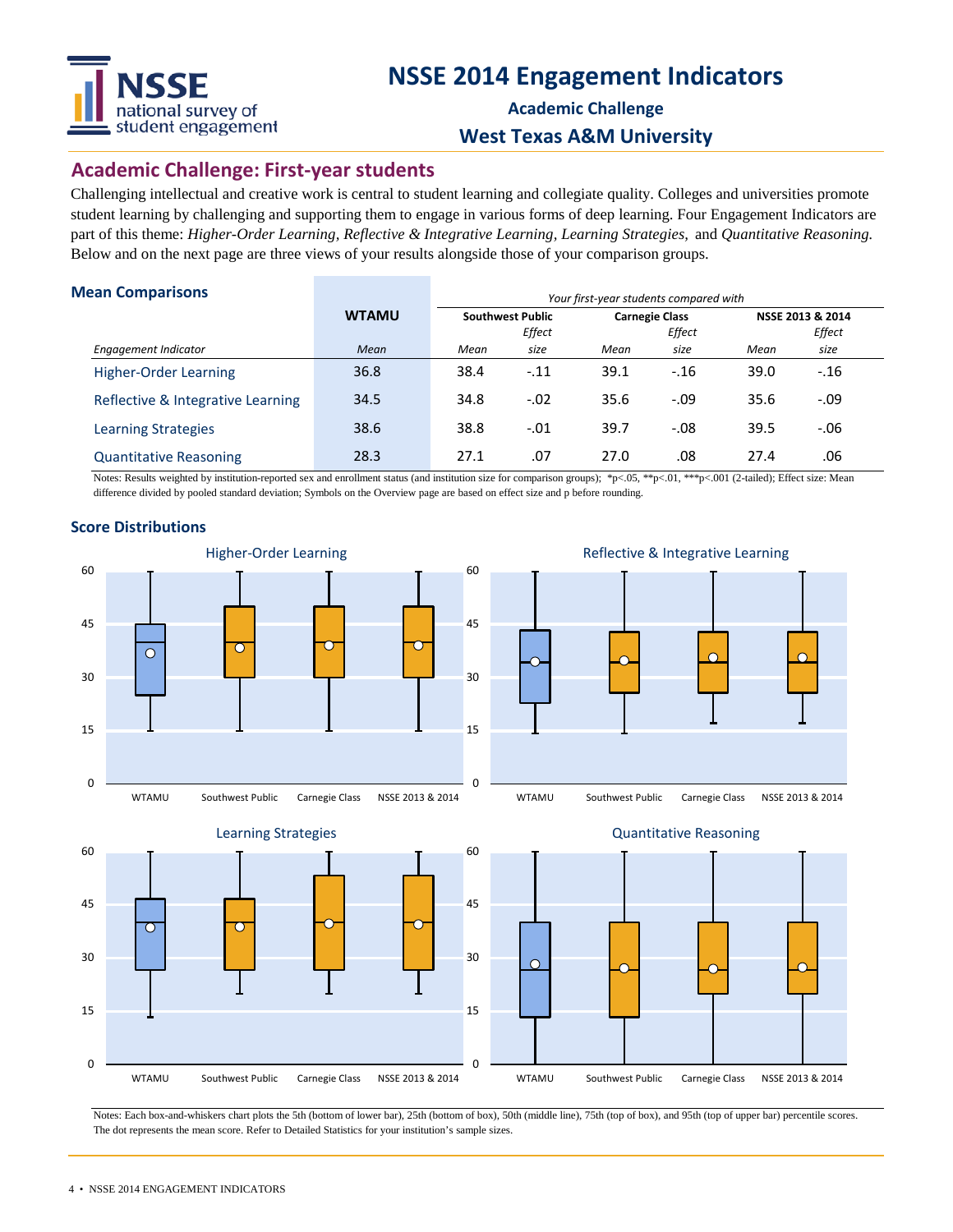# NSSE 2014 Engagement Indicators

**Academic Challenge**

**West Texas A&M University**

## Academic Challenge: First-year students

Challenging intellectual and creative work is central to student learning and collegiate quality. Colleges and universities promote student learning by challenging and supporting them to engage in various forms of deep learning. Four Engagement Indicators are part of this theme: *Higher-Order Learning, Reflective & Integrative Learning, Learning Strategies,* and *Quantitative Reasoning.* Below and on the next page are three views of your results alongside those of your comparison groups.

### Mean Comparisons

| | WTAMU | *Your first-year students compared with* Southwest Public | | Carnegie Class | | NSSE 2013 & 2014 | |
|---|---|---|---|---|---|---|---|
| *Engagement Indicator* | *Mean* | *Mean* | *Effect size* | *Mean* | *Effect size* | *Mean* | *Effect size* |
| Higher-Order Learning | 36.8 | 38.4 | -.11 | 39.1 | -.16 | 39.0 | -.16 |
| Reflective & Integrative Learning | 34.5 | 34.8 | -.02 | 35.6 | -.09 | 35.6 | -.09 |
| Learning Strategies | 38.6 | 38.8 | -.01 | 39.7 | -.08 | 39.5 | -.06 |
| Quantitative Reasoning | 28.3 | 27.1 | .07 | 27.0 | .08 | 27.4 | .06 |

Notes: Results weighted by institution-reported sex and enrollment status (and institution size for comparison groups); *p<.05, **p<.01, ***p<.001 (2-tailed); Effect size: Mean difference divided by pooled standard deviation; Symbols on the Overview page are based on effect size and p before rounding.

### Score Distributions

Higher-Order Learning | Reflective & Integrative Learning | Learning Strategies | Quantitative Reasoning

(Box-and-whiskers charts for WTAMU, Southwest Public, Carnegie Class, NSSE 2013 & 2014; scale 0–60)

Notes: Each box-and-whiskers chart plots the 5th (bottom of lower bar), 25th (bottom of box), 50th (middle line), 75th (top of box), and 95th (top of upper bar) percentile scores. The dot represents the mean score. Refer to Detailed Statistics for your institution's sample sizes.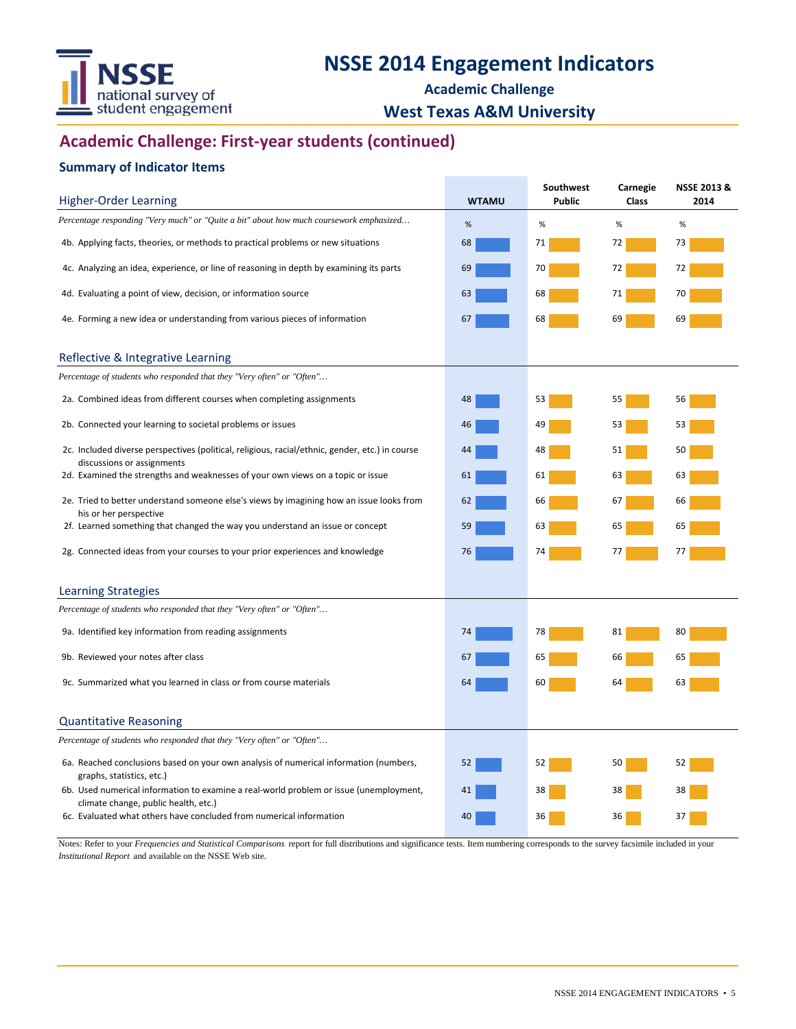# NSSE 2014 Engagement Indicators

**Academic Challenge**

**West Texas A&M University**

## Academic Challenge: First-year students (continued)

### Summary of Indicator Items

| Higher-Order Learning | WTAMU | Southwest Public | Carnegie Class | NSSE 2013 & 2014 |
|---|---|---|---|---|
| *Percentage responding "Very much" or "Quite a bit" about how much coursework emphasized…* | % | % | % | % |
| 4b. Applying facts, theories, or methods to practical problems or new situations | 68 | 71 | 72 | 73 |
| 4c. Analyzing an idea, experience, or line of reasoning in depth by examining its parts | 69 | 70 | 72 | 72 |
| 4d. Evaluating a point of view, decision, or information source | 63 | 68 | 71 | 70 |
| 4e. Forming a new idea or understanding from various pieces of information | 67 | 68 | 69 | 69 |

| Reflective & Integrative Learning | WTAMU | Southwest Public | Carnegie Class | NSSE 2013 & 2014 |
|---|---|---|---|---|
| *Percentage of students who responded that they "Very often" or "Often"…* | | | | |
| 2a. Combined ideas from different courses when completing assignments | 48 | 53 | 55 | 56 |
| 2b. Connected your learning to societal problems or issues | 46 | 49 | 53 | 53 |
| 2c. Included diverse perspectives (political, religious, racial/ethnic, gender, etc.) in course discussions or assignments | 44 | 48 | 51 | 50 |
| 2d. Examined the strengths and weaknesses of your own views on a topic or issue | 61 | 61 | 63 | 63 |
| 2e. Tried to better understand someone else's views by imagining how an issue looks from his or her perspective | 62 | 66 | 67 | 66 |
| 2f. Learned something that changed the way you understand an issue or concept | 59 | 63 | 65 | 65 |
| 2g. Connected ideas from your courses to your prior experiences and knowledge | 76 | 74 | 77 | 77 |

| Learning Strategies | WTAMU | Southwest Public | Carnegie Class | NSSE 2013 & 2014 |
|---|---|---|---|---|
| *Percentage of students who responded that they "Very often" or "Often"…* | | | | |
| 9a. Identified key information from reading assignments | 74 | 78 | 81 | 80 |
| 9b. Reviewed your notes after class | 67 | 65 | 66 | 65 |
| 9c. Summarized what you learned in class or from course materials | 64 | 60 | 64 | 63 |

| Quantitative Reasoning | WTAMU | Southwest Public | Carnegie Class | NSSE 2013 & 2014 |
|---|---|---|---|---|
| *Percentage of students who responded that they "Very often" or "Often"…* | | | | |
| 6a. Reached conclusions based on your own analysis of numerical information (numbers, graphs, statistics, etc.) | 52 | 52 | 50 | 52 |
| 6b. Used numerical information to examine a real-world problem or issue (unemployment, climate change, public health, etc.) | 41 | 38 | 38 | 38 |
| 6c. Evaluated what others have concluded from numerical information | 40 | 36 | 36 | 37 |

Notes: Refer to your *Frequencies and Statistical Comparisons* report for full distributions and significance tests. Item numbering corresponds to the survey facsimile included in your *Institutional Report* and available on the NSSE Web site.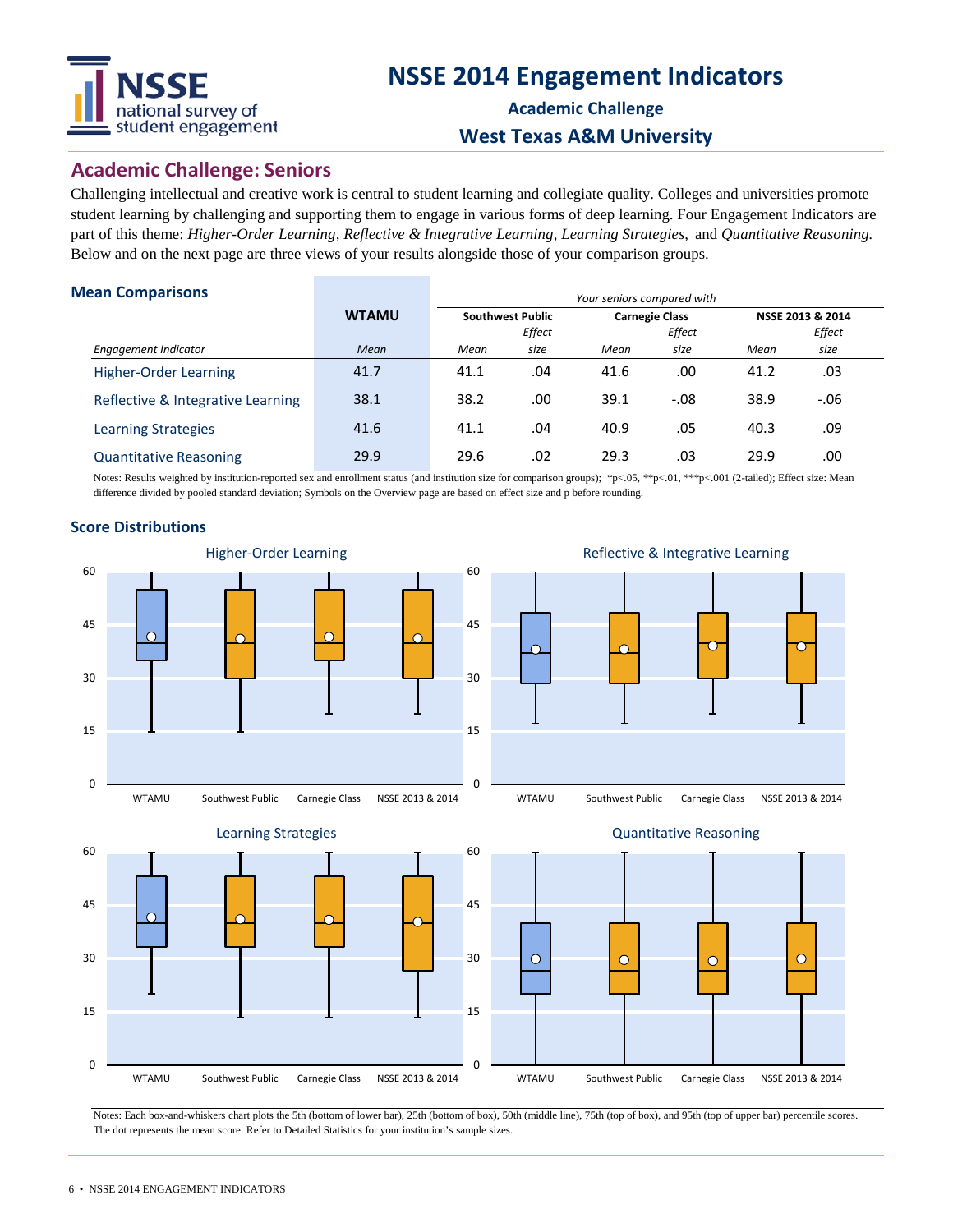# NSSE 2014 Engagement Indicators

**Academic Challenge**

**West Texas A&M University**

## Academic Challenge: Seniors

Challenging intellectual and creative work is central to student learning and collegiate quality. Colleges and universities promote student learning by challenging and supporting them to engage in various forms of deep learning. Four Engagement Indicators are part of this theme: *Higher-Order Learning, Reflective & Integrative Learning, Learning Strategies,* and *Quantitative Reasoning.* Below and on the next page are three views of your results alongside those of your comparison groups.

### Mean Comparisons

| | WTAMU | *Your seniors compared with* | | | | | |
|---|---|---|---|---|---|---|---|
| | | **Southwest Public** | | **Carnegie Class** | | **NSSE 2013 & 2014** | |
| *Engagement Indicator* | *Mean* | *Mean* | *Effect size* | *Mean* | *Effect size* | *Mean* | *Effect size* |
| Higher-Order Learning | 41.7 | 41.1 | .04 | 41.6 | .00 | 41.2 | .03 |
| Reflective & Integrative Learning | 38.1 | 38.2 | .00 | 39.1 | -.08 | 38.9 | -.06 |
| Learning Strategies | 41.6 | 41.1 | .04 | 40.9 | .05 | 40.3 | .09 |
| Quantitative Reasoning | 29.9 | 29.6 | .02 | 29.3 | .03 | 29.9 | .00 |

Notes: Results weighted by institution-reported sex and enrollment status (and institution size for comparison groups); *p<.05, **p<.01, ***p<.001 (2-tailed); Effect size: Mean difference divided by pooled standard deviation; Symbols on the Overview page are based on effect size and p before rounding.

### Score Distributions

Notes: Each box-and-whiskers chart plots the 5th (bottom of lower bar), 25th (bottom of box), 50th (middle line), 75th (top of box), and 95th (top of upper bar) percentile scores. The dot represents the mean score. Refer to Detailed Statistics for your institution's sample sizes.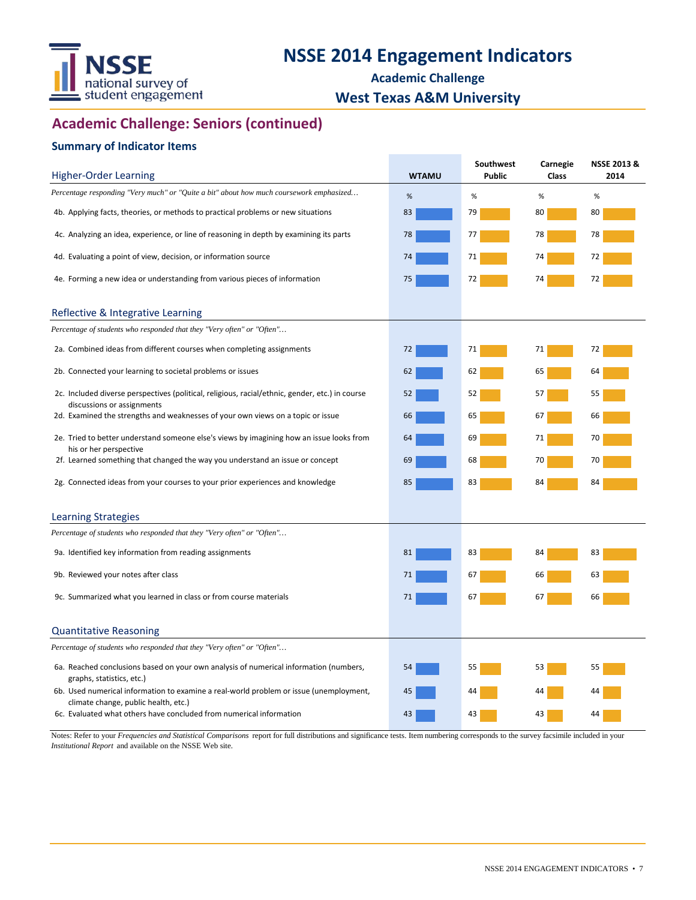# NSSE 2014 Engagement Indicators

## Academic Challenge

## West Texas A&M University

## Academic Challenge: Seniors (continued)

### Summary of Indicator Items

| Higher-Order Learning | WTAMU | Southwest Public | Carnegie Class | NSSE 2013 & 2014 |
|---|---|---|---|---|
| *Percentage responding "Very much" or "Quite a bit" about how much coursework emphasized…* | % | % | % | % |
| 4b. Applying facts, theories, or methods to practical problems or new situations | 83 | 79 | 80 | 80 |
| 4c. Analyzing an idea, experience, or line of reasoning in depth by examining its parts | 78 | 77 | 78 | 78 |
| 4d. Evaluating a point of view, decision, or information source | 74 | 71 | 74 | 72 |
| 4e. Forming a new idea or understanding from various pieces of information | 75 | 72 | 74 | 72 |

| Reflective & Integrative Learning | WTAMU | Southwest Public | Carnegie Class | NSSE 2013 & 2014 |
|---|---|---|---|---|
| *Percentage of students who responded that they "Very often" or "Often"…* | | | | |
| 2a. Combined ideas from different courses when completing assignments | 72 | 71 | 71 | 72 |
| 2b. Connected your learning to societal problems or issues | 62 | 62 | 65 | 64 |
| 2c. Included diverse perspectives (political, religious, racial/ethnic, gender, etc.) in course discussions or assignments | 52 | 52 | 57 | 55 |
| 2d. Examined the strengths and weaknesses of your own views on a topic or issue | 66 | 65 | 67 | 66 |
| 2e. Tried to better understand someone else's views by imagining how an issue looks from his or her perspective | 64 | 69 | 71 | 70 |
| 2f. Learned something that changed the way you understand an issue or concept | 69 | 68 | 70 | 70 |
| 2g. Connected ideas from your courses to your prior experiences and knowledge | 85 | 83 | 84 | 84 |

| Learning Strategies | WTAMU | Southwest Public | Carnegie Class | NSSE 2013 & 2014 |
|---|---|---|---|---|
| *Percentage of students who responded that they "Very often" or "Often"…* | | | | |
| 9a. Identified key information from reading assignments | 81 | 83 | 84 | 83 |
| 9b. Reviewed your notes after class | 71 | 67 | 66 | 63 |
| 9c. Summarized what you learned in class or from course materials | 71 | 67 | 67 | 66 |

| Quantitative Reasoning | WTAMU | Southwest Public | Carnegie Class | NSSE 2013 & 2014 |
|---|---|---|---|---|
| *Percentage of students who responded that they "Very often" or "Often"…* | | | | |
| 6a. Reached conclusions based on your own analysis of numerical information (numbers, graphs, statistics, etc.) | 54 | 55 | 53 | 55 |
| 6b. Used numerical information to examine a real-world problem or issue (unemployment, climate change, public health, etc.) | 45 | 44 | 44 | 44 |
| 6c. Evaluated what others have concluded from numerical information | 43 | 43 | 43 | 44 |

Notes: Refer to your *Frequencies and Statistical Comparisons* report for full distributions and significance tests. Item numbering corresponds to the survey facsimile included in your *Institutional Report* and available on the NSSE Web site.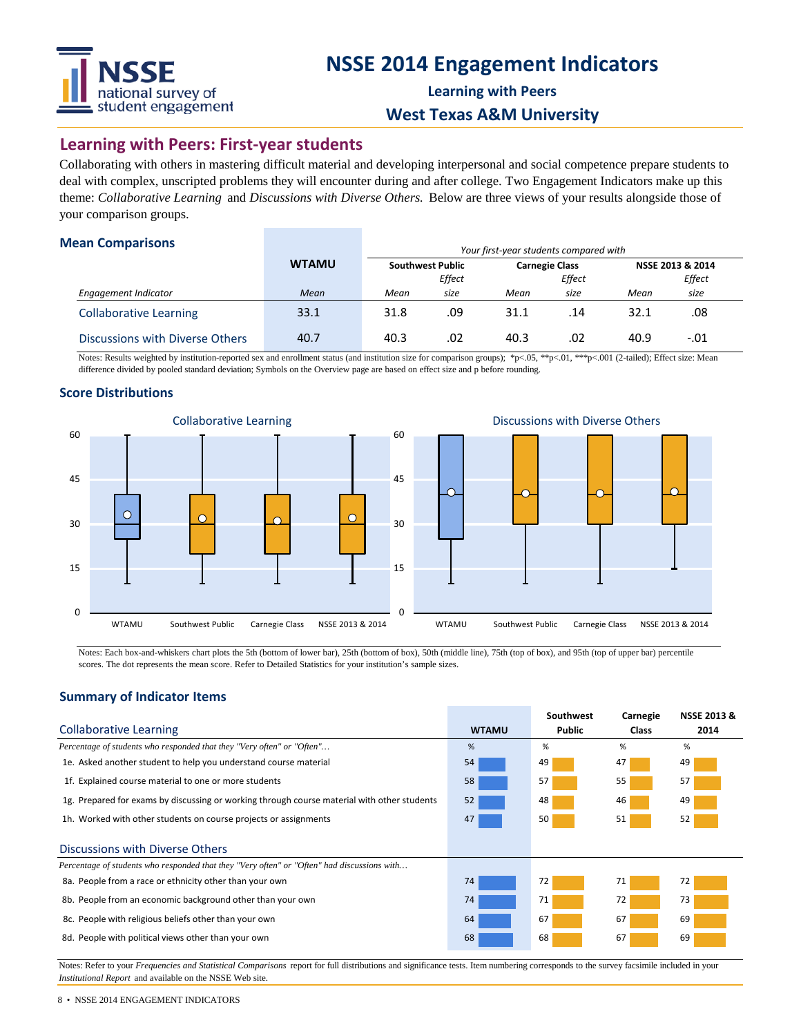# NSSE 2014 Engagement Indicators

**Learning with Peers**

**West Texas A&M University**

## Learning with Peers: First-year students

Collaborating with others in mastering difficult material and developing interpersonal and social competence prepare students to deal with complex, unscripted problems they will encounter during and after college. Two Engagement Indicators make up this theme: *Collaborative Learning* and *Discussions with Diverse Others.* Below are three views of your results alongside those of your comparison groups.

### Mean Comparisons

| | WTAMU | *Your first-year students compared with* | | | | | |
|---|---|---|---|---|---|---|---|
| | | **Southwest Public** | | **Carnegie Class** | | **NSSE 2013 & 2014** | |
| *Engagement Indicator* | *Mean* | *Mean* | *Effect size* | *Mean* | *Effect size* | *Mean* | *Effect size* |
| Collaborative Learning | 33.1 | 31.8 | .09 | 31.1 | .14 | 32.1 | .08 |
| Discussions with Diverse Others | 40.7 | 40.3 | .02 | 40.3 | .02 | 40.9 | -.01 |

Notes: Results weighted by institution-reported sex and enrollment status (and institution size for comparison groups); *p<.05, **p<.01, ***p<.001 (2-tailed); Effect size: Mean difference divided by pooled standard deviation; Symbols on the Overview page are based on effect size and p before rounding.

### Score Distributions

Collaborative Learning | Discussions with Diverse Others

Notes: Each box-and-whiskers chart plots the 5th (bottom of lower bar), 25th (bottom of box), 50th (middle line), 75th (top of box), and 95th (top of upper bar) percentile scores. The dot represents the mean score. Refer to Detailed Statistics for your institution's sample sizes.

### Summary of Indicator Items

| Collaborative Learning | WTAMU | Southwest Public | Carnegie Class | NSSE 2013 & 2014 |
|---|---|---|---|---|
| *Percentage of students who responded that they "Very often" or "Often"…* | % | % | % | % |
| 1e. Asked another student to help you understand course material | 54 | 49 | 47 | 49 |
| 1f. Explained course material to one or more students | 58 | 57 | 55 | 57 |
| 1g. Prepared for exams by discussing or working through course material with other students | 52 | 48 | 46 | 49 |
| 1h. Worked with other students on course projects or assignments | 47 | 50 | 51 | 52 |

| Discussions with Diverse Others | WTAMU | Southwest Public | Carnegie Class | NSSE 2013 & 2014 |
|---|---|---|---|---|
| *Percentage of students who responded that they "Very often" or "Often" had discussions with…* | | | | |
| 8a. People from a race or ethnicity other than your own | 74 | 72 | 71 | 72 |
| 8b. People from an economic background other than your own | 74 | 71 | 72 | 73 |
| 8c. People with religious beliefs other than your own | 64 | 67 | 67 | 69 |
| 8d. People with political views other than your own | 68 | 68 | 67 | 69 |

Notes: Refer to your *Frequencies and Statistical Comparisons* report for full distributions and significance tests. Item numbering corresponds to the survey facsimile included in your *Institutional Report* and available on the NSSE Web site.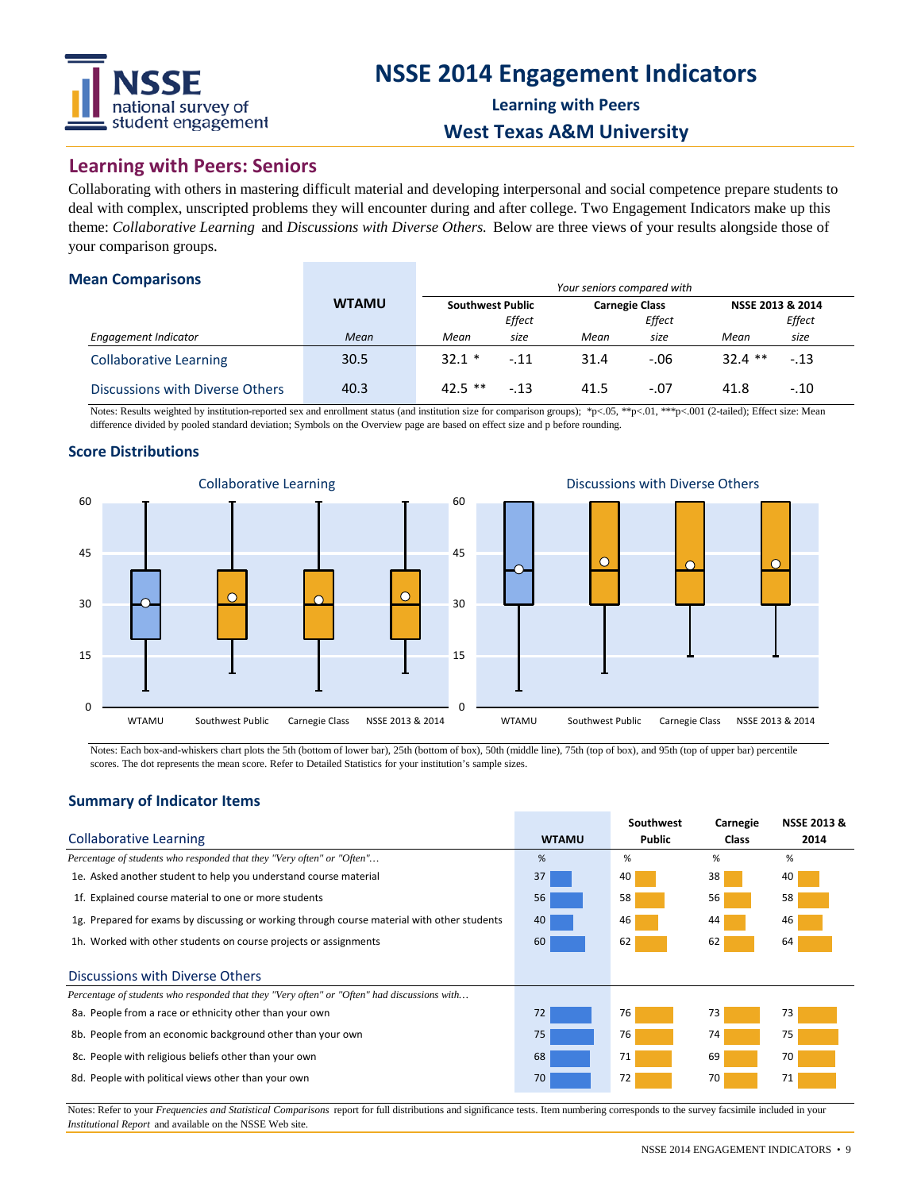# NSSE 2014 Engagement Indicators

### Learning with Peers

### West Texas A&M University

## Learning with Peers: Seniors

Collaborating with others in mastering difficult material and developing interpersonal and social competence prepare students to deal with complex, unscripted problems they will encounter during and after college. Two Engagement Indicators make up this theme: *Collaborative Learning* and *Discussions with Diverse Others.* Below are three views of your results alongside those of your comparison groups.

### Mean Comparisons

| | WTAMU | *Your seniors compared with* Southwest Public | | Carnegie Class | | NSSE 2013 & 2014 | |
|---|---|---|---|---|---|---|---|
| *Engagement Indicator* | *Mean* | *Mean* | *Effect size* | *Mean* | *Effect size* | *Mean* | *Effect size* |
| Collaborative Learning | 30.5 | 32.1 * | -.11 | 31.4 | -.06 | 32.4 ** | -.13 |
| Discussions with Diverse Others | 40.3 | 42.5 ** | -.13 | 41.5 | -.07 | 41.8 | -.10 |

Notes: Results weighted by institution-reported sex and enrollment status (and institution size for comparison groups); *p<.05, **p<.01, ***p<.001 (2-tailed); Effect size: Mean difference divided by pooled standard deviation; Symbols on the Overview page are based on effect size and p before rounding.

### Score Distributions

Notes: Each box-and-whiskers chart plots the 5th (bottom of lower bar), 25th (bottom of box), 50th (middle line), 75th (top of box), and 95th (top of upper bar) percentile scores. The dot represents the mean score. Refer to Detailed Statistics for your institution's sample sizes.

### Summary of Indicator Items

| Collaborative Learning | WTAMU | Southwest Public | Carnegie Class | NSSE 2013 & 2014 |
|---|---|---|---|---|
| *Percentage of students who responded that they "Very often" or "Often"…* | % | % | % | % |
| 1e. Asked another student to help you understand course material | 37 | 40 | 38 | 40 |
| 1f. Explained course material to one or more students | 56 | 58 | 56 | 58 |
| 1g. Prepared for exams by discussing or working through course material with other students | 40 | 46 | 44 | 46 |
| 1h. Worked with other students on course projects or assignments | 60 | 62 | 62 | 64 |
| **Discussions with Diverse Others** | | | | |
| *Percentage of students who responded that they "Very often" or "Often" had discussions with…* | | | | |
| 8a. People from a race or ethnicity other than your own | 72 | 76 | 73 | 73 |
| 8b. People from an economic background other than your own | 75 | 76 | 74 | 75 |
| 8c. People with religious beliefs other than your own | 68 | 71 | 69 | 70 |
| 8d. People with political views other than your own | 70 | 72 | 70 | 71 |

Notes: Refer to your *Frequencies and Statistical Comparisons* report for full distributions and significance tests. Item numbering corresponds to the survey facsimile included in your *Institutional Report* and available on the NSSE Web site.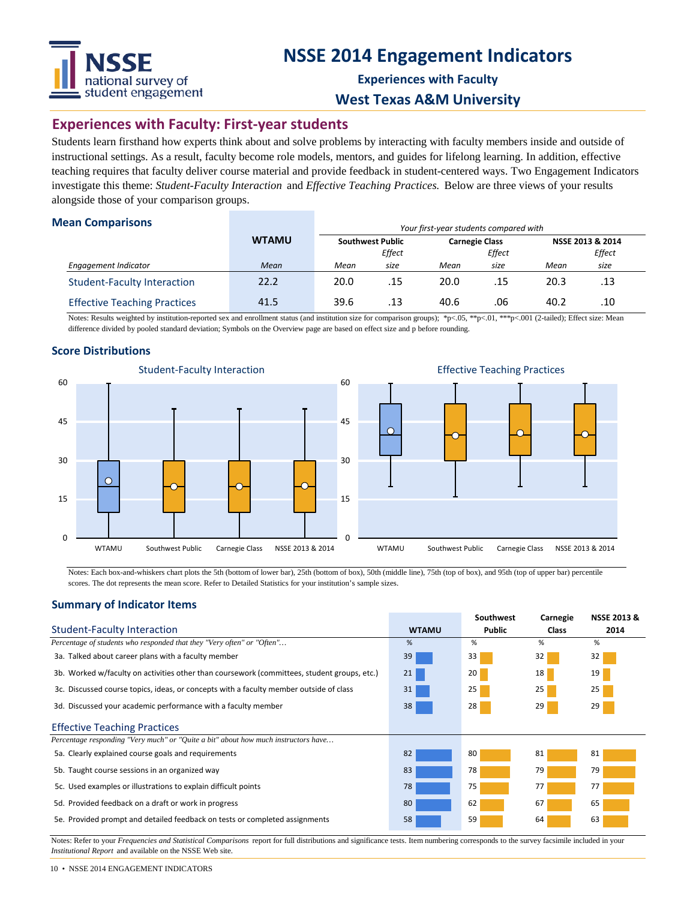# NSSE 2014 Engagement Indicators

## Experiences with Faculty

## West Texas A&M University

## Experiences with Faculty: First-year students

Students learn firsthand how experts think about and solve problems by interacting with faculty members inside and outside of instructional settings. As a result, faculty become role models, mentors, and guides for lifelong learning. In addition, effective teaching requires that faculty deliver course material and provide feedback in student-centered ways. Two Engagement Indicators investigate this theme: *Student-Faculty Interaction* and *Effective Teaching Practices.* Below are three views of your results alongside those of your comparison groups.

### Mean Comparisons

| | WTAMU | *Your first-year students compared with* | | | | | |
|---|---|---|---|---|---|---|---|
| | | **Southwest Public** | | **Carnegie Class** | | **NSSE 2013 & 2014** | |
| *Engagement Indicator* | *Mean* | *Mean* | *Effect size* | *Mean* | *Effect size* | *Mean* | *Effect size* |
| Student-Faculty Interaction | 22.2 | 20.0 | .15 | 20.0 | .15 | 20.3 | .13 |
| Effective Teaching Practices | 41.5 | 39.6 | .13 | 40.6 | .06 | 40.2 | .10 |

Notes: Results weighted by institution-reported sex and enrollment status (and institution size for comparison groups); *p<.05, **p<.01, ***p<.001 (2-tailed); Effect size: Mean difference divided by pooled standard deviation; Symbols on the Overview page are based on effect size and p before rounding.

### Score Distributions

Student-Faculty Interaction

Effective Teaching Practices

Notes: Each box-and-whiskers chart plots the 5th (bottom of lower bar), 25th (bottom of box), 50th (middle line), 75th (top of box), and 95th (top of upper bar) percentile scores. The dot represents the mean score. Refer to Detailed Statistics for your institution's sample sizes.

### Summary of Indicator Items

| Student-Faculty Interaction | WTAMU | Southwest Public | Carnegie Class | NSSE 2013 & 2014 |
|---|---|---|---|---|
| *Percentage of students who responded that they "Very often" or "Often"...* | % | % | % | % |
| 3a. Talked about career plans with a faculty member | 39 | 33 | 32 | 32 |
| 3b. Worked w/faculty on activities other than coursework (committees, student groups, etc.) | 21 | 20 | 18 | 19 |
| 3c. Discussed course topics, ideas, or concepts with a faculty member outside of class | 31 | 25 | 25 | 25 |
| 3d. Discussed your academic performance with a faculty member | 38 | 28 | 29 | 29 |
| **Effective Teaching Practices** | | | | |
| *Percentage responding "Very much" or "Quite a bit" about how much instructors have...* | | | | |
| 5a. Clearly explained course goals and requirements | 82 | 80 | 81 | 81 |
| 5b. Taught course sessions in an organized way | 83 | 78 | 79 | 79 |
| 5c. Used examples or illustrations to explain difficult points | 78 | 75 | 77 | 77 |
| 5d. Provided feedback on a draft or work in progress | 80 | 62 | 67 | 65 |
| 5e. Provided prompt and detailed feedback on tests or completed assignments | 58 | 59 | 64 | 63 |

Notes: Refer to your *Frequencies and Statistical Comparisons* report for full distributions and significance tests. Item numbering corresponds to the survey facsimile included in your *Institutional Report* and available on the NSSE Web site.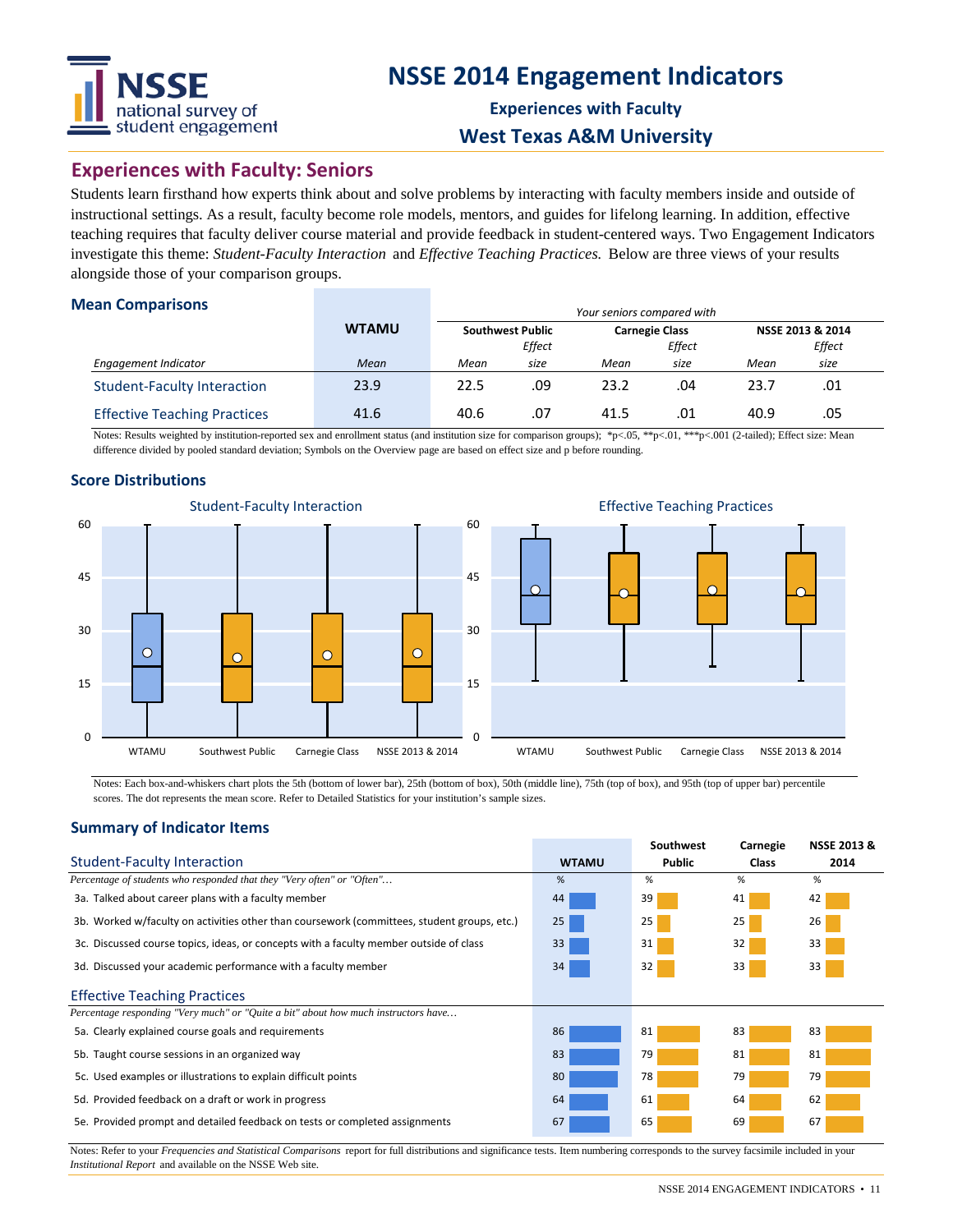# NSSE 2014 Engagement Indicators

**Experiences with Faculty**

**West Texas A&M University**

## Experiences with Faculty: Seniors

Students learn firsthand how experts think about and solve problems by interacting with faculty members inside and outside of instructional settings. As a result, faculty become role models, mentors, and guides for lifelong learning. In addition, effective teaching requires that faculty deliver course material and provide feedback in student-centered ways. Two Engagement Indicators investigate this theme: *Student-Faculty Interaction* and *Effective Teaching Practices.* Below are three views of your results alongside those of your comparison groups.

### Mean Comparisons

| | WTAMU | Your seniors compared with | | | | | |
|---|---|---|---|---|---|---|---|
| | | Southwest Public | | Carnegie Class | | NSSE 2013 & 2014 | |
| *Engagement Indicator* | *Mean* | *Mean* | *Effect size* | *Mean* | *Effect size* | *Mean* | *Effect size* |
| Student-Faculty Interaction | 23.9 | 22.5 | .09 | 23.2 | .04 | 23.7 | .01 |
| Effective Teaching Practices | 41.6 | 40.6 | .07 | 41.5 | .01 | 40.9 | .05 |

Notes: Results weighted by institution-reported sex and enrollment status (and institution size for comparison groups); \*p<.05, \*\*p<.01, \*\*\*p<.001 (2-tailed); Effect size: Mean difference divided by pooled standard deviation; Symbols on the Overview page are based on effect size and p before rounding.

### Score Distributions

Student-Faculty Interaction (WTAMU, Southwest Public, Carnegie Class, NSSE 2013 & 2014)

Effective Teaching Practices (WTAMU, Southwest Public, Carnegie Class, NSSE 2013 & 2014)

Notes: Each box-and-whiskers chart plots the 5th (bottom of lower bar), 25th (bottom of box), 50th (middle line), 75th (top of box), and 95th (top of upper bar) percentile scores. The dot represents the mean score. Refer to Detailed Statistics for your institution's sample sizes.

### Summary of Indicator Items

| Student-Faculty Interaction | WTAMU | Southwest Public | Carnegie Class | NSSE 2013 & 2014 |
|---|---|---|---|---|
| *Percentage of students who responded that they "Very often" or "Often"…* | % | % | % | % |
| 3a. Talked about career plans with a faculty member | 44 | 39 | 41 | 42 |
| 3b. Worked w/faculty on activities other than coursework (committees, student groups, etc.) | 25 | 25 | 25 | 26 |
| 3c. Discussed course topics, ideas, or concepts with a faculty member outside of class | 33 | 31 | 32 | 33 |
| 3d. Discussed your academic performance with a faculty member | 34 | 32 | 33 | 33 |
| **Effective Teaching Practices** | | | | |
| *Percentage responding "Very much" or "Quite a bit" about how much instructors have…* | | | | |
| 5a. Clearly explained course goals and requirements | 86 | 81 | 83 | 83 |
| 5b. Taught course sessions in an organized way | 83 | 79 | 81 | 81 |
| 5c. Used examples or illustrations to explain difficult points | 80 | 78 | 79 | 79 |
| 5d. Provided feedback on a draft or work in progress | 64 | 61 | 64 | 62 |
| 5e. Provided prompt and detailed feedback on tests or completed assignments | 67 | 65 | 69 | 67 |

Notes: Refer to your *Frequencies and Statistical Comparisons* report for full distributions and significance tests. Item numbering corresponds to the survey facsimile included in your *Institutional Report* and available on the NSSE Web site.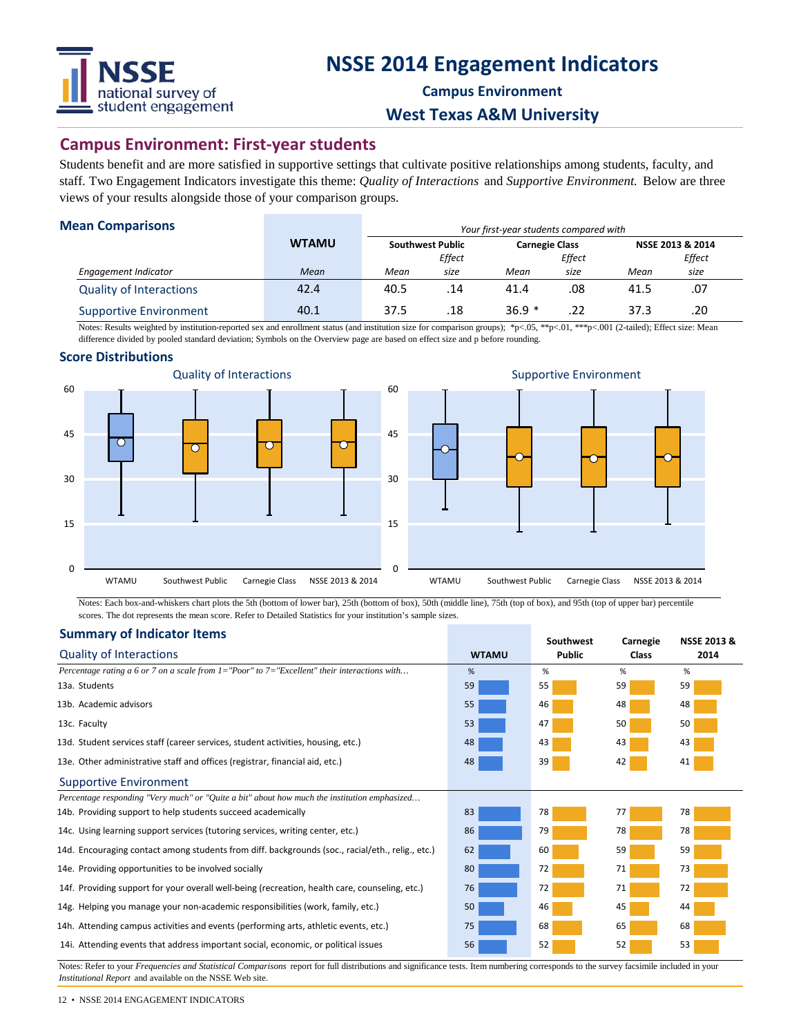# NSSE 2014 Engagement Indicators

**Campus Environment**

**West Texas A&M University**

## Campus Environment: First-year students

Students benefit and are more satisfied in supportive settings that cultivate positive relationships among students, faculty, and staff. Two Engagement Indicators investigate this theme: *Quality of Interactions* and *Supportive Environment.* Below are three views of your results alongside those of your comparison groups.

### Mean Comparisons

| | WTAMU | *Your first-year students compared with* | | | | | |
|---|---|---|---|---|---|---|---|
| | | Southwest Public | | Carnegie Class | | NSSE 2013 & 2014 | |
| *Engagement Indicator* | *Mean* | *Mean* | *Effect size* | *Mean* | *Effect size* | *Mean* | *Effect size* |
| Quality of Interactions | 42.4 | 40.5 | .14 | 41.4 | .08 | 41.5 | .07 |
| Supportive Environment | 40.1 | 37.5 | .18 | 36.9 * | .22 | 37.3 | .20 |

Notes: Results weighted by institution-reported sex and enrollment status (and institution size for comparison groups); *p<.05, **p<.01, ***p<.001 (2-tailed); Effect size: Mean difference divided by pooled standard deviation; Symbols on the Overview page are based on effect size and p before rounding.

### Score Distributions

Quality of Interactions (box plots: WTAMU, Southwest Public, Carnegie Class, NSSE 2013 & 2014; scale 0–60)

Supportive Environment (box plots: WTAMU, Southwest Public, Carnegie Class, NSSE 2013 & 2014; scale 0–60)

Notes: Each box-and-whiskers chart plots the 5th (bottom of lower bar), 25th (bottom of box), 50th (middle line), 75th (top of box), and 95th (top of upper bar) percentile scores. The dot represents the mean score. Refer to Detailed Statistics for your institution's sample sizes.

### Summary of Indicator Items

| Quality of Interactions | WTAMU | Southwest Public | Carnegie Class | NSSE 2013 & 2014 |
|---|---|---|---|---|
| *Percentage rating a 6 or 7 on a scale from 1="Poor" to 7="Excellent" their interactions with…* | % | % | % | % |
| 13a. Students | 59 | 55 | 59 | 59 |
| 13b. Academic advisors | 55 | 46 | 48 | 48 |
| 13c. Faculty | 53 | 47 | 50 | 50 |
| 13d. Student services staff (career services, student activities, housing, etc.) | 48 | 43 | 43 | 43 |
| 13e. Other administrative staff and offices (registrar, financial aid, etc.) | 48 | 39 | 42 | 41 |

| Supportive Environment | WTAMU | Southwest Public | Carnegie Class | NSSE 2013 & 2014 |
|---|---|---|---|---|
| *Percentage responding "Very much" or "Quite a bit" about how much the institution emphasized…* | | | | |
| 14b. Providing support to help students succeed academically | 83 | 78 | 77 | 78 |
| 14c. Using learning support services (tutoring services, writing center, etc.) | 86 | 79 | 78 | 78 |
| 14d. Encouraging contact among students from diff. backgrounds (soc., racial/eth., relig., etc.) | 62 | 60 | 59 | 59 |
| 14e. Providing opportunities to be involved socially | 80 | 72 | 71 | 73 |
| 14f. Providing support for your overall well-being (recreation, health care, counseling, etc.) | 76 | 72 | 71 | 72 |
| 14g. Helping you manage your non-academic responsibilities (work, family, etc.) | 50 | 46 | 45 | 44 |
| 14h. Attending campus activities and events (performing arts, athletic events, etc.) | 75 | 68 | 65 | 68 |
| 14i. Attending events that address important social, economic, or political issues | 56 | 52 | 52 | 53 |

Notes: Refer to your *Frequencies and Statistical Comparisons* report for full distributions and significance tests. Item numbering corresponds to the survey facsimile included in your *Institutional Report* and available on the NSSE Web site.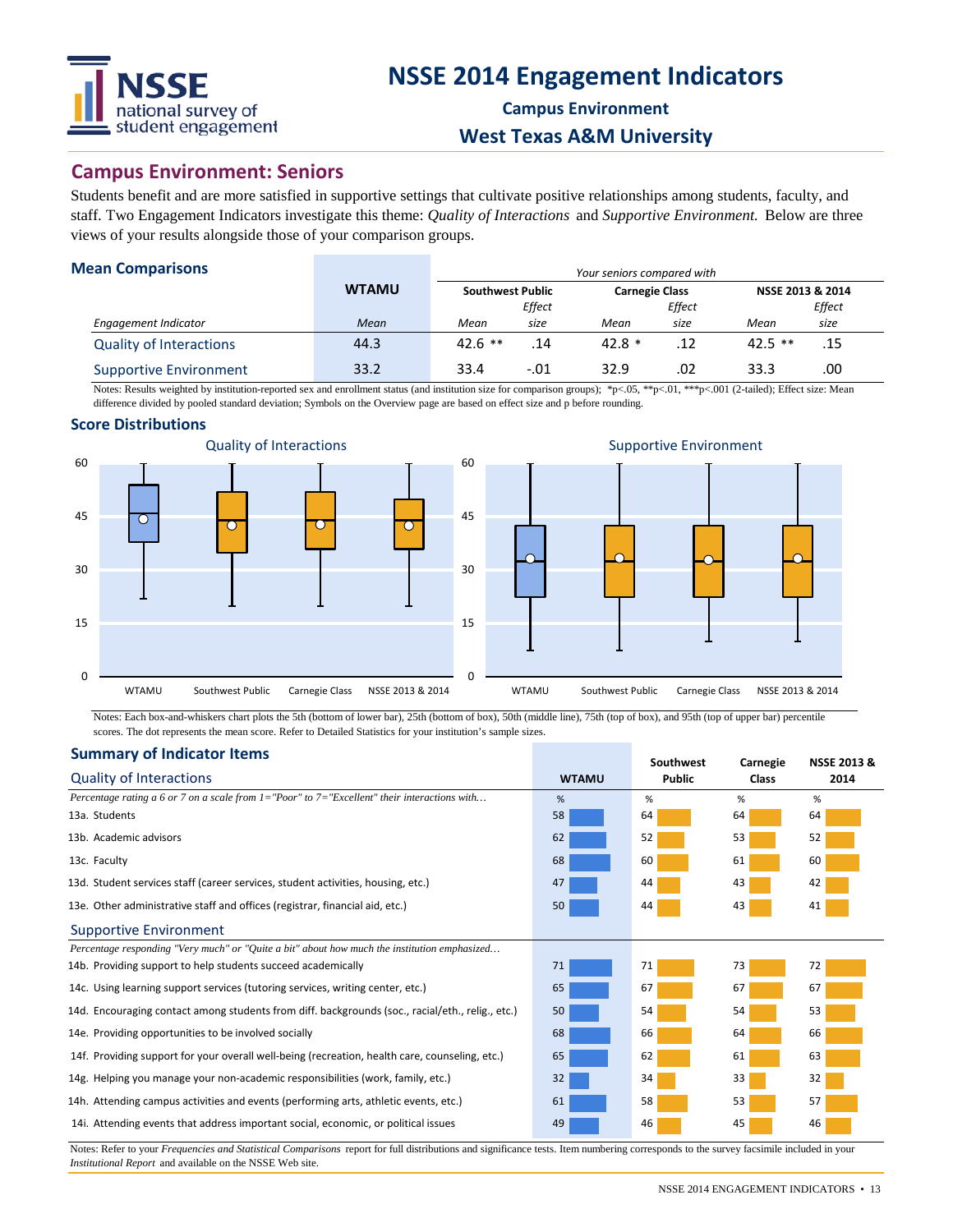# NSSE 2014 Engagement Indicators

**Campus Environment**

**West Texas A&M University**

## Campus Environment: Seniors

Students benefit and are more satisfied in supportive settings that cultivate positive relationships among students, faculty, and staff. Two Engagement Indicators investigate this theme: *Quality of Interactions* and *Supportive Environment.* Below are three views of your results alongside those of your comparison groups.

### Mean Comparisons

| | WTAMU | *Your seniors compared with* | | | | | |
|---|---|---|---|---|---|---|---|
| | | Southwest Public | | Carnegie Class | | NSSE 2013 & 2014 | |
| *Engagement Indicator* | *Mean* | *Mean* | *Effect size* | *Mean* | *Effect size* | *Mean* | *Effect size* |
| Quality of Interactions | 44.3 | 42.6 ** | .14 | 42.8 * | .12 | 42.5 ** | .15 |
| Supportive Environment | 33.2 | 33.4 | -.01 | 32.9 | .02 | 33.3 | .00 |

Notes: Results weighted by institution-reported sex and enrollment status (and institution size for comparison groups); *p<.05, **p<.01, ***p<.001 (2-tailed); Effect size: Mean difference divided by pooled standard deviation; Symbols on the Overview page are based on effect size and p before rounding.

### Score Distributions

Quality of Interactions | Supportive Environment

Notes: Each box-and-whiskers chart plots the 5th (bottom of lower bar), 25th (bottom of box), 50th (middle line), 75th (top of box), and 95th (top of upper bar) percentile scores. The dot represents the mean score. Refer to Detailed Statistics for your institution's sample sizes.

### Summary of Indicator Items

| Quality of Interactions | WTAMU | Southwest Public | Carnegie Class | NSSE 2013 & 2014 |
|---|---|---|---|---|
| *Percentage rating a 6 or 7 on a scale from 1="Poor" to 7="Excellent" their interactions with…* | % | % | % | % |
| 13a. Students | 58 | 64 | 64 | 64 |
| 13b. Academic advisors | 62 | 52 | 53 | 52 |
| 13c. Faculty | 68 | 60 | 61 | 60 |
| 13d. Student services staff (career services, student activities, housing, etc.) | 47 | 44 | 43 | 42 |
| 13e. Other administrative staff and offices (registrar, financial aid, etc.) | 50 | 44 | 43 | 41 |
| **Supportive Environment** | | | | |
| *Percentage responding "Very much" or "Quite a bit" about how much the institution emphasized…* | | | | |
| 14b. Providing support to help students succeed academically | 71 | 71 | 73 | 72 |
| 14c. Using learning support services (tutoring services, writing center, etc.) | 65 | 67 | 67 | 67 |
| 14d. Encouraging contact among students from diff. backgrounds (soc., racial/eth., relig., etc.) | 50 | 54 | 54 | 53 |
| 14e. Providing opportunities to be involved socially | 68 | 66 | 64 | 66 |
| 14f. Providing support for your overall well-being (recreation, health care, counseling, etc.) | 65 | 62 | 61 | 63 |
| 14g. Helping you manage your non-academic responsibilities (work, family, etc.) | 32 | 34 | 33 | 32 |
| 14h. Attending campus activities and events (performing arts, athletic events, etc.) | 61 | 58 | 53 | 57 |
| 14i. Attending events that address important social, economic, or political issues | 49 | 46 | 45 | 46 |

Notes: Refer to your *Frequencies and Statistical Comparisons* report for full distributions and significance tests. Item numbering corresponds to the survey facsimile included in your *Institutional Report* and available on the NSSE Web site.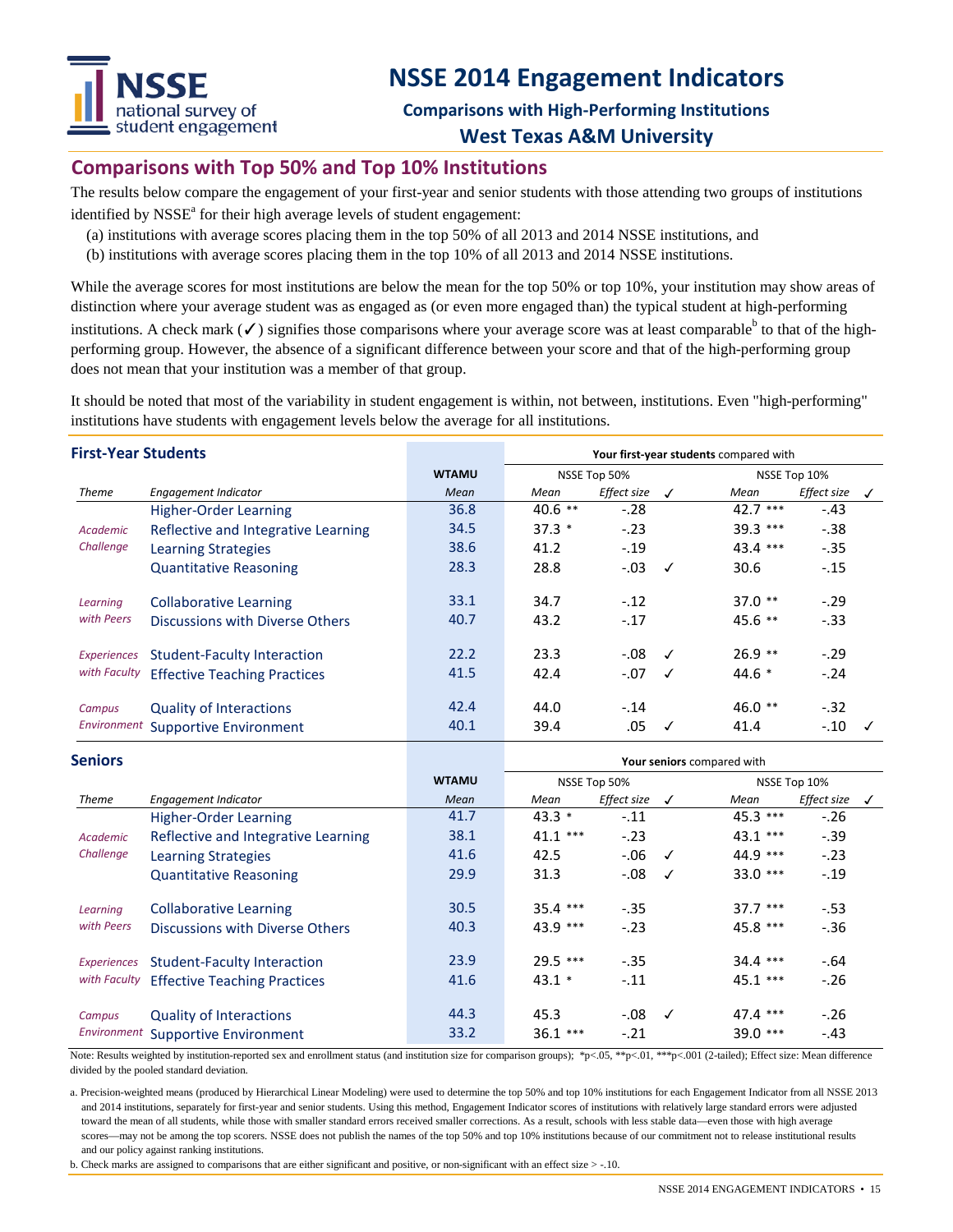# NSSE 2014 Engagement Indicators

### Comparisons with High-Performing Institutions

### West Texas A&M University

## Comparisons with Top 50% and Top 10% Institutions

The results below compare the engagement of your first-year and senior students with those attending two groups of institutions identified by NSSE[a] for their high average levels of student engagement:

(a) institutions with average scores placing them in the top 50% of all 2013 and 2014 NSSE institutions, and
(b) institutions with average scores placing them in the top 10% of all 2013 and 2014 NSSE institutions.

While the average scores for most institutions are below the mean for the top 50% or top 10%, your institution may show areas of distinction where your average student was as engaged as (or even more engaged than) the typical student at high-performing institutions. A check mark (✓) signifies those comparisons where your average score was at least comparable[b] to that of the high-performing group. However, the absence of a significant difference between your score and that of the high-performing group does not mean that your institution was a member of that group.

It should be noted that most of the variability in student engagement is within, not between, institutions. Even "high-performing" institutions have students with engagement levels below the average for all institutions.

**First-Year Students**

| | | WTAMU | Your first-year students compared with NSSE Top 50% | | | NSSE Top 10% | | |
|---|---|---|---|---|---|---|---|---|
| *Theme* | *Engagement Indicator* | *Mean* | *Mean* | *Effect size* | ✓ | *Mean* | *Effect size* | ✓ |
| *Academic Challenge* | Higher-Order Learning | 36.8 | 40.6 ** | -.28 | | 42.7 *** | -.43 | |
| | Reflective and Integrative Learning | 34.5 | 37.3 * | -.23 | | 39.3 *** | -.38 | |
| | Learning Strategies | 38.6 | 41.2 | -.19 | | 43.4 *** | -.35 | |
| | Quantitative Reasoning | 28.3 | 28.8 | -.03 | ✓ | 30.6 | -.15 | |
| *Learning with Peers* | Collaborative Learning | 33.1 | 34.7 | -.12 | | 37.0 ** | -.29 | |
| | Discussions with Diverse Others | 40.7 | 43.2 | -.17 | | 45.6 ** | -.33 | |
| *Experiences with Faculty* | Student-Faculty Interaction | 22.2 | 23.3 | -.08 | ✓ | 26.9 ** | -.29 | |
| | Effective Teaching Practices | 41.5 | 42.4 | -.07 | ✓ | 44.6 * | -.24 | |
| *Campus Environment* | Quality of Interactions | 42.4 | 44.0 | -.14 | | 46.0 ** | -.32 | |
| | Supportive Environment | 40.1 | 39.4 | .05 | ✓ | 41.4 | -.10 | ✓ |

**Seniors**

| | | WTAMU | Your seniors compared with NSSE Top 50% | | | NSSE Top 10% | | |
|---|---|---|---|---|---|---|---|---|
| *Theme* | *Engagement Indicator* | *Mean* | *Mean* | *Effect size* | ✓ | *Mean* | *Effect size* | ✓ |
| *Academic Challenge* | Higher-Order Learning | 41.7 | 43.3 * | -.11 | | 45.3 *** | -.26 | |
| | Reflective and Integrative Learning | 38.1 | 41.1 *** | -.23 | | 43.1 *** | -.39 | |
| | Learning Strategies | 41.6 | 42.5 | -.06 | ✓ | 44.9 *** | -.23 | |
| | Quantitative Reasoning | 29.9 | 31.3 | -.08 | ✓ | 33.0 *** | -.19 | |
| *Learning with Peers* | Collaborative Learning | 30.5 | 35.4 *** | -.35 | | 37.7 *** | -.53 | |
| | Discussions with Diverse Others | 40.3 | 43.9 *** | -.23 | | 45.8 *** | -.36 | |
| *Experiences with Faculty* | Student-Faculty Interaction | 23.9 | 29.5 *** | -.35 | | 34.4 *** | -.64 | |
| | Effective Teaching Practices | 41.6 | 43.1 * | -.11 | | 45.1 *** | -.26 | |
| *Campus Environment* | Quality of Interactions | 44.3 | 45.3 | -.08 | ✓ | 47.4 *** | -.26 | |
| | Supportive Environment | 33.2 | 36.1 *** | -.21 | | 39.0 *** | -.43 | |

Note: Results weighted by institution-reported sex and enrollment status (and institution size for comparison groups); *p<.05, **p<.01, ***p<.001 (2-tailed); Effect size: Mean difference divided by the pooled standard deviation.

a. Precision-weighted means (produced by Hierarchical Linear Modeling) were used to determine the top 50% and top 10% institutions for each Engagement Indicator from all NSSE 2013 and 2014 institutions, separately for first-year and senior students. Using this method, Engagement Indicator scores of institutions with relatively large standard errors were adjusted toward the mean of all students, while those with smaller standard errors received smaller corrections. As a result, schools with less stable data—even those with high average scores—may not be among the top scorers. NSSE does not publish the names of the top 50% and top 10% institutions because of our commitment not to release institutional results and our policy against ranking institutions.

b. Check marks are assigned to comparisons that are either significant and positive, or non-significant with an effect size > -.10.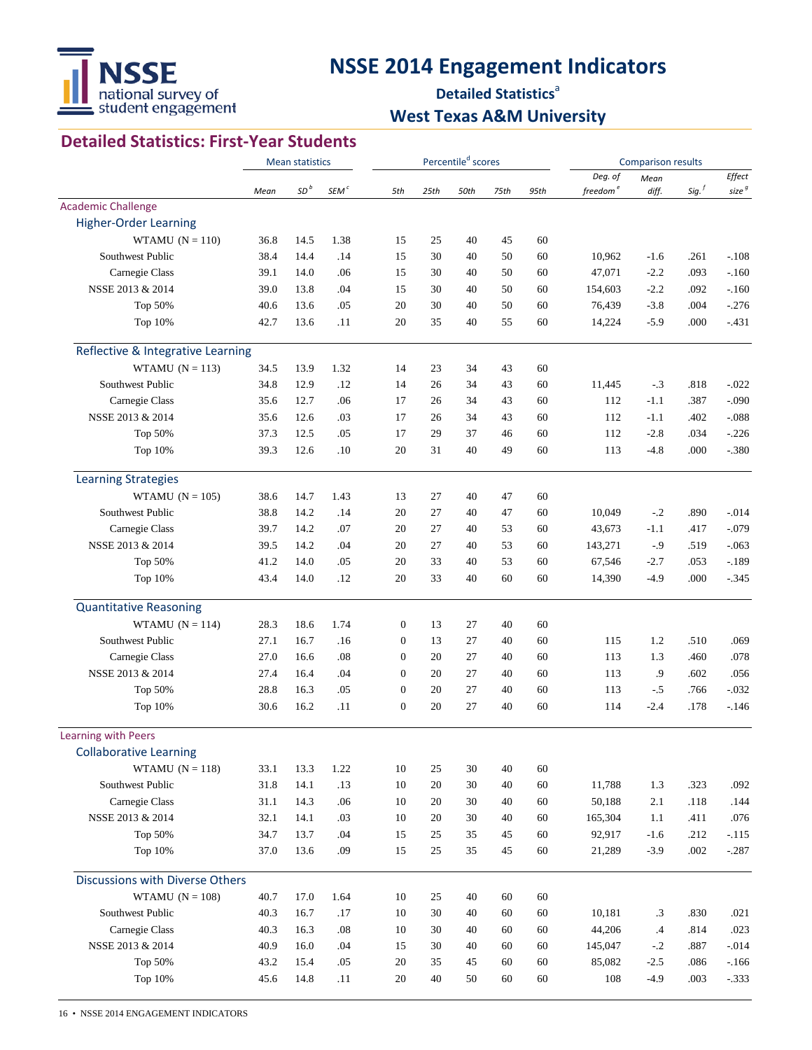# NSSE 2014 Engagement Indicators

## Detailed Statistics[a]

## West Texas A&M University

## Detailed Statistics: First-Year Students

| | Mean statistics | | | Percentile[d] scores | | | | | Comparison results | | | |
|---|---|---|---|---|---|---|---|---|---|---|---|---|
| | Mean | SD[b] | SEM[c] | 5th | 25th | 50th | 75th | 95th | Deg. of freedom[e] | Mean diff. | Sig.[f] | Effect size[g] |
| **Academic Challenge** | | | | | | | | | | | | |
| **Higher-Order Learning** | | | | | | | | | | | | |
| WTAMU (N = 110) | 36.8 | 14.5 | 1.38 | 15 | 25 | 40 | 45 | 60 | | | | |
| Southwest Public | 38.4 | 14.4 | .14 | 15 | 30 | 40 | 50 | 60 | 10,962 | -1.6 | .261 | -.108 |
| Carnegie Class | 39.1 | 14.0 | .06 | 15 | 30 | 40 | 50 | 60 | 47,071 | -2.2 | .093 | -.160 |
| NSSE 2013 & 2014 | 39.0 | 13.8 | .04 | 15 | 30 | 40 | 50 | 60 | 154,603 | -2.2 | .092 | -.160 |
| Top 50% | 40.6 | 13.6 | .05 | 20 | 30 | 40 | 50 | 60 | 76,439 | -3.8 | .004 | -.276 |
| Top 10% | 42.7 | 13.6 | .11 | 20 | 35 | 40 | 55 | 60 | 14,224 | -5.9 | .000 | -.431 |
| **Reflective & Integrative Learning** | | | | | | | | | | | | |
| WTAMU (N = 113) | 34.5 | 13.9 | 1.32 | 14 | 23 | 34 | 43 | 60 | | | | |
| Southwest Public | 34.8 | 12.9 | .12 | 14 | 26 | 34 | 43 | 60 | 11,445 | -.3 | .818 | -.022 |
| Carnegie Class | 35.6 | 12.7 | .06 | 17 | 26 | 34 | 43 | 60 | 112 | -1.1 | .387 | -.090 |
| NSSE 2013 & 2014 | 35.6 | 12.6 | .03 | 17 | 26 | 34 | 43 | 60 | 112 | -1.1 | .402 | -.088 |
| Top 50% | 37.3 | 12.5 | .05 | 17 | 29 | 37 | 46 | 60 | 112 | -2.8 | .034 | -.226 |
| Top 10% | 39.3 | 12.6 | .10 | 20 | 31 | 40 | 49 | 60 | 113 | -4.8 | .000 | -.380 |
| **Learning Strategies** | | | | | | | | | | | | |
| WTAMU (N = 105) | 38.6 | 14.7 | 1.43 | 13 | 27 | 40 | 47 | 60 | | | | |
| Southwest Public | 38.8 | 14.2 | .14 | 20 | 27 | 40 | 47 | 60 | 10,049 | -.2 | .890 | -.014 |
| Carnegie Class | 39.7 | 14.2 | .07 | 20 | 27 | 40 | 53 | 60 | 43,673 | -1.1 | .417 | -.079 |
| NSSE 2013 & 2014 | 39.5 | 14.2 | .04 | 20 | 27 | 40 | 53 | 60 | 143,271 | -.9 | .519 | -.063 |
| Top 50% | 41.2 | 14.0 | .05 | 20 | 33 | 40 | 53 | 60 | 67,546 | -2.7 | .053 | -.189 |
| Top 10% | 43.4 | 14.0 | .12 | 20 | 33 | 40 | 60 | 60 | 14,390 | -4.9 | .000 | -.345 |
| **Quantitative Reasoning** | | | | | | | | | | | | |
| WTAMU (N = 114) | 28.3 | 18.6 | 1.74 | 0 | 13 | 27 | 40 | 60 | | | | |
| Southwest Public | 27.1 | 16.7 | .16 | 0 | 13 | 27 | 40 | 60 | 115 | 1.2 | .510 | .069 |
| Carnegie Class | 27.0 | 16.6 | .08 | 0 | 20 | 27 | 40 | 60 | 113 | 1.3 | .460 | .078 |
| NSSE 2013 & 2014 | 27.4 | 16.4 | .04 | 0 | 20 | 27 | 40 | 60 | 113 | .9 | .602 | .056 |
| Top 50% | 28.8 | 16.3 | .05 | 0 | 20 | 27 | 40 | 60 | 113 | -.5 | .766 | -.032 |
| Top 10% | 30.6 | 16.2 | .11 | 0 | 20 | 27 | 40 | 60 | 114 | -2.4 | .178 | -.146 |
| **Learning with Peers** | | | | | | | | | | | | |
| **Collaborative Learning** | | | | | | | | | | | | |
| WTAMU (N = 118) | 33.1 | 13.3 | 1.22 | 10 | 25 | 30 | 40 | 60 | | | | |
| Southwest Public | 31.8 | 14.1 | .13 | 10 | 20 | 30 | 40 | 60 | 11,788 | 1.3 | .323 | .092 |
| Carnegie Class | 31.1 | 14.3 | .06 | 10 | 20 | 30 | 40 | 60 | 50,188 | 2.1 | .118 | .144 |
| NSSE 2013 & 2014 | 32.1 | 14.1 | .03 | 10 | 20 | 30 | 40 | 60 | 165,304 | 1.1 | .411 | .076 |
| Top 50% | 34.7 | 13.7 | .04 | 15 | 25 | 35 | 45 | 60 | 92,917 | -1.6 | .212 | -.115 |
| Top 10% | 37.0 | 13.6 | .09 | 15 | 25 | 35 | 45 | 60 | 21,289 | -3.9 | .002 | -.287 |
| **Discussions with Diverse Others** | | | | | | | | | | | | |
| WTAMU (N = 108) | 40.7 | 17.0 | 1.64 | 10 | 25 | 40 | 60 | 60 | | | | |
| Southwest Public | 40.3 | 16.7 | .17 | 10 | 30 | 40 | 60 | 60 | 10,181 | .3 | .830 | .021 |
| Carnegie Class | 40.3 | 16.3 | .08 | 10 | 30 | 40 | 60 | 60 | 44,206 | .4 | .814 | .023 |
| NSSE 2013 & 2014 | 40.9 | 16.0 | .04 | 15 | 30 | 40 | 60 | 60 | 145,047 | -.2 | .887 | -.014 |
| Top 50% | 43.2 | 15.4 | .05 | 20 | 35 | 45 | 60 | 60 | 85,082 | -2.5 | .086 | -.166 |
| Top 10% | 45.6 | 14.8 | .11 | 20 | 40 | 50 | 60 | 60 | 108 | -4.9 | .003 | -.333 |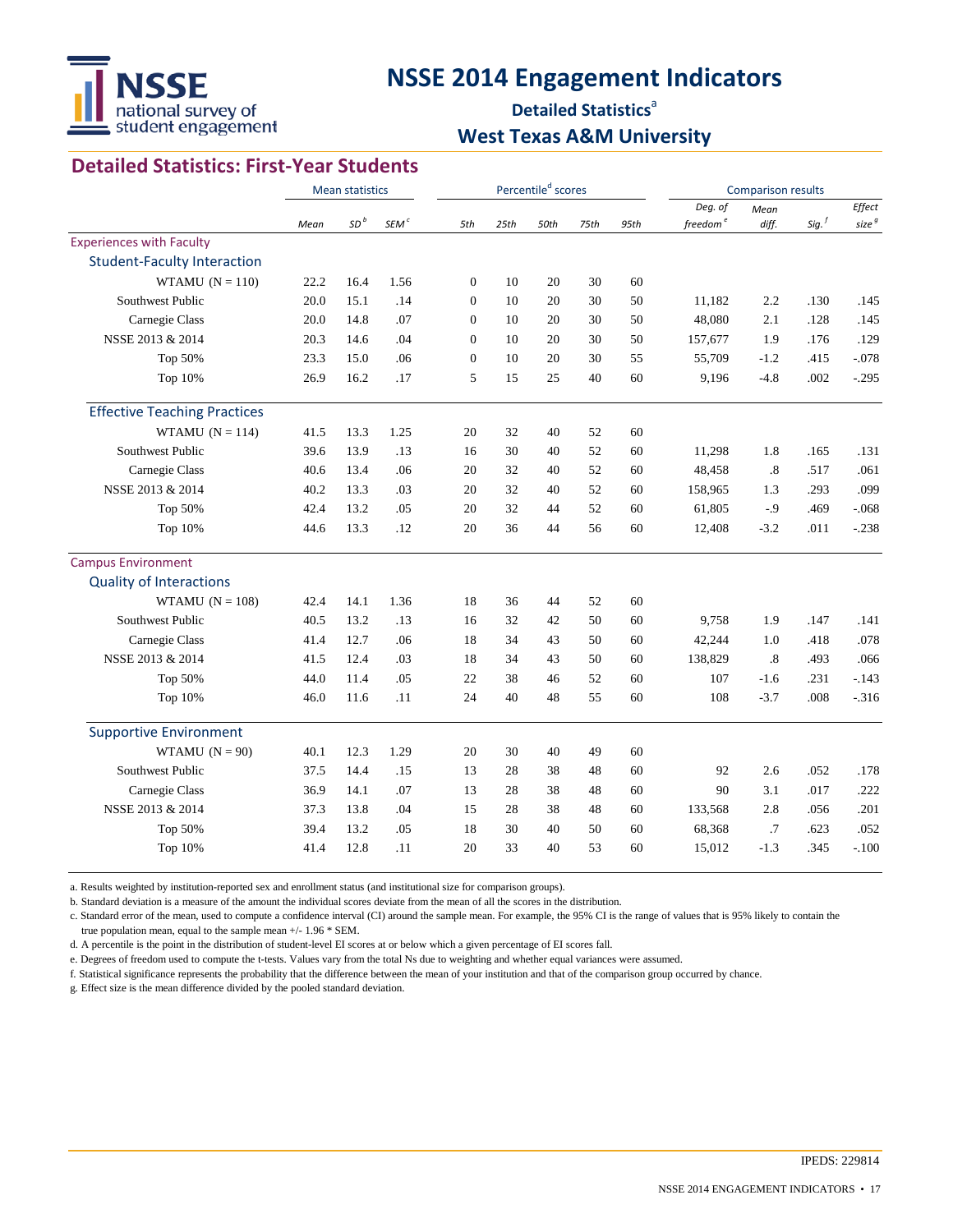# NSSE 2014 Engagement Indicators

### Detailed Statistics[a]

### West Texas A&M University

## Detailed Statistics: First-Year Students

| | Mean statistics | | | Percentile[d] scores | | | | | Comparison results | | | |
|---|---|---|---|---|---|---|---|---|---|---|---|---|
| | *Mean* | *SD*[b] | *SEM*[c] | *5th* | *25th* | *50th* | *75th* | *95th* | *Deg. of freedom*[e] | *Mean diff.* | *Sig.*[f] | *Effect size*[g] |
| **Experiences with Faculty** | | | | | | | | | | | | |
| **Student-Faculty Interaction** | | | | | | | | | | | | |
| WTAMU (N = 110) | 22.2 | 16.4 | 1.56 | 0 | 10 | 20 | 30 | 60 | | | | |
| Southwest Public | 20.0 | 15.1 | .14 | 0 | 10 | 20 | 30 | 50 | 11,182 | 2.2 | .130 | .145 |
| Carnegie Class | 20.0 | 14.8 | .07 | 0 | 10 | 20 | 30 | 50 | 48,080 | 2.1 | .128 | .145 |
| NSSE 2013 & 2014 | 20.3 | 14.6 | .04 | 0 | 10 | 20 | 30 | 50 | 157,677 | 1.9 | .176 | .129 |
| Top 50% | 23.3 | 15.0 | .06 | 0 | 10 | 20 | 30 | 55 | 55,709 | -1.2 | .415 | -.078 |
| Top 10% | 26.9 | 16.2 | .17 | 5 | 15 | 25 | 40 | 60 | 9,196 | -4.8 | .002 | -.295 |
| **Effective Teaching Practices** | | | | | | | | | | | | |
| WTAMU (N = 114) | 41.5 | 13.3 | 1.25 | 20 | 32 | 40 | 52 | 60 | | | | |
| Southwest Public | 39.6 | 13.9 | .13 | 16 | 30 | 40 | 52 | 60 | 11,298 | 1.8 | .165 | .131 |
| Carnegie Class | 40.6 | 13.4 | .06 | 20 | 32 | 40 | 52 | 60 | 48,458 | .8 | .517 | .061 |
| NSSE 2013 & 2014 | 40.2 | 13.3 | .03 | 20 | 32 | 40 | 52 | 60 | 158,965 | 1.3 | .293 | .099 |
| Top 50% | 42.4 | 13.2 | .05 | 20 | 32 | 44 | 52 | 60 | 61,805 | -.9 | .469 | -.068 |
| Top 10% | 44.6 | 13.3 | .12 | 20 | 36 | 44 | 56 | 60 | 12,408 | -3.2 | .011 | -.238 |
| **Campus Environment** | | | | | | | | | | | | |
| **Quality of Interactions** | | | | | | | | | | | | |
| WTAMU (N = 108) | 42.4 | 14.1 | 1.36 | 18 | 36 | 44 | 52 | 60 | | | | |
| Southwest Public | 40.5 | 13.2 | .13 | 16 | 32 | 42 | 50 | 60 | 9,758 | 1.9 | .147 | .141 |
| Carnegie Class | 41.4 | 12.7 | .06 | 18 | 34 | 43 | 50 | 60 | 42,244 | 1.0 | .418 | .078 |
| NSSE 2013 & 2014 | 41.5 | 12.4 | .03 | 18 | 34 | 43 | 50 | 60 | 138,829 | .8 | .493 | .066 |
| Top 50% | 44.0 | 11.4 | .05 | 22 | 38 | 46 | 52 | 60 | 107 | -1.6 | .231 | -.143 |
| Top 10% | 46.0 | 11.6 | .11 | 24 | 40 | 48 | 55 | 60 | 108 | -3.7 | .008 | -.316 |
| **Supportive Environment** | | | | | | | | | | | | |
| WTAMU (N = 90) | 40.1 | 12.3 | 1.29 | 20 | 30 | 40 | 49 | 60 | | | | |
| Southwest Public | 37.5 | 14.4 | .15 | 13 | 28 | 38 | 48 | 60 | 92 | 2.6 | .052 | .178 |
| Carnegie Class | 36.9 | 14.1 | .07 | 13 | 28 | 38 | 48 | 60 | 90 | 3.1 | .017 | .222 |
| NSSE 2013 & 2014 | 37.3 | 13.8 | .04 | 15 | 28 | 38 | 48 | 60 | 133,568 | 2.8 | .056 | .201 |
| Top 50% | 39.4 | 13.2 | .05 | 18 | 30 | 40 | 50 | 60 | 68,368 | .7 | .623 | .052 |
| Top 10% | 41.4 | 12.8 | .11 | 20 | 33 | 40 | 53 | 60 | 15,012 | -1.3 | .345 | -.100 |

a. Results weighted by institution-reported sex and enrollment status (and institutional size for comparison groups).

b. Standard deviation is a measure of the amount the individual scores deviate from the mean of all the scores in the distribution.

c. Standard error of the mean, used to compute a confidence interval (CI) around the sample mean. For example, the 95% CI is the range of values that is 95% likely to contain the true population mean, equal to the sample mean +/- 1.96 * SEM.

d. A percentile is the point in the distribution of student-level EI scores at or below which a given percentage of EI scores fall.

e. Degrees of freedom used to compute the t-tests. Values vary from the total Ns due to weighting and whether equal variances were assumed.

f. Statistical significance represents the probability that the difference between the mean of your institution and that of the comparison group occurred by chance.

g. Effect size is the mean difference divided by the pooled standard deviation.

IPEDS: 229814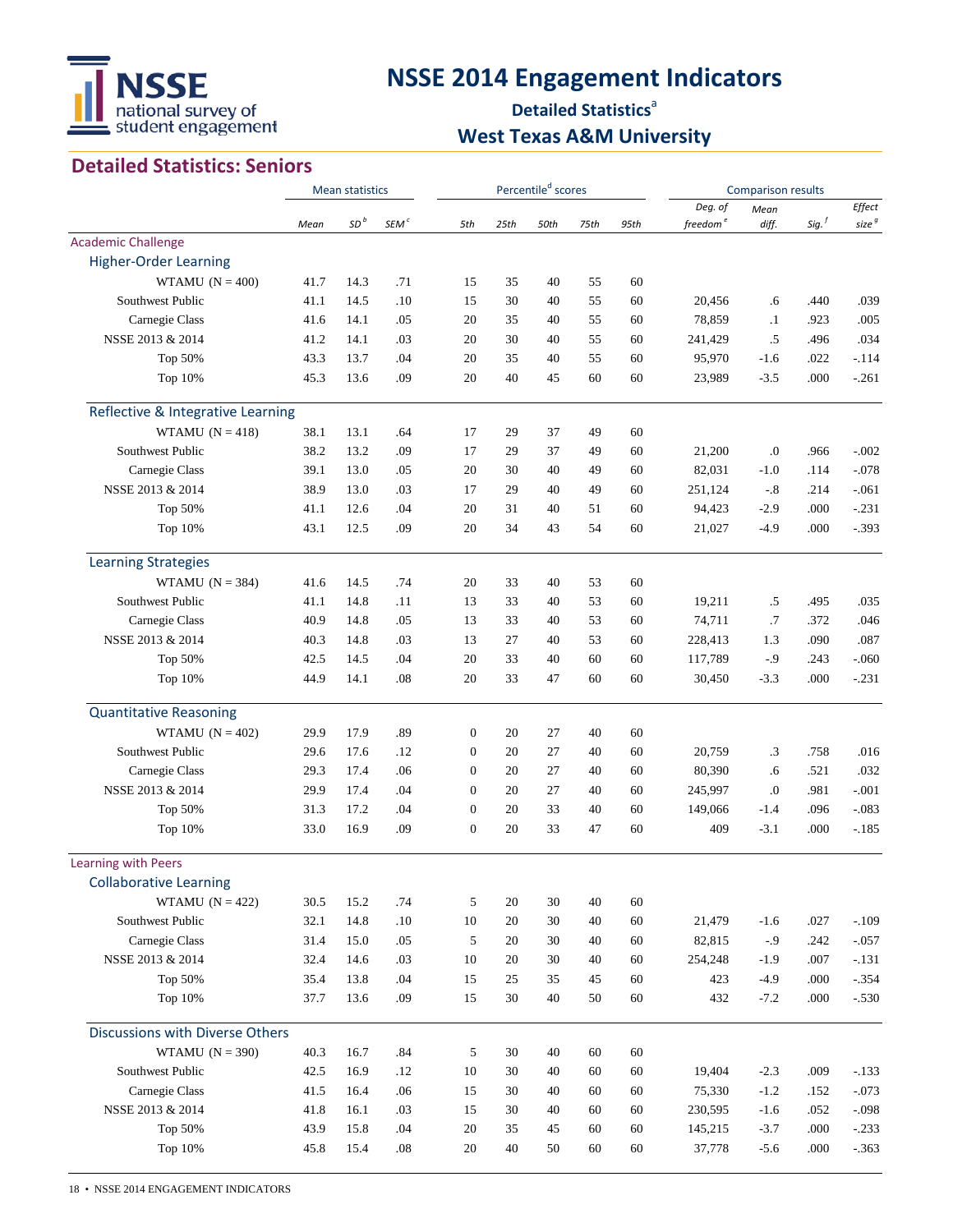# NSSE 2014 Engagement Indicators

## Detailed Statistics[a]

## West Texas A&M University

## Detailed Statistics: Seniors

| | Mean statistics | | | Percentile[d] scores | | | | | Comparison results | | | |
|---|---|---|---|---|---|---|---|---|---|---|---|---|
| | Mean | SD[b] | SEM[c] | 5th | 25th | 50th | 75th | 95th | Deg. of freedom[e] | Mean diff. | Sig.[f] | Effect size[g] |
| **Academic Challenge** | | | | | | | | | | | | |
| **Higher-Order Learning** | | | | | | | | | | | | |
| WTAMU (N = 400) | 41.7 | 14.3 | .71 | 15 | 35 | 40 | 55 | 60 | | | | |
| Southwest Public | 41.1 | 14.5 | .10 | 15 | 30 | 40 | 55 | 60 | 20,456 | .6 | .440 | .039 |
| Carnegie Class | 41.6 | 14.1 | .05 | 20 | 35 | 40 | 55 | 60 | 78,859 | .1 | .923 | .005 |
| NSSE 2013 & 2014 | 41.2 | 14.1 | .03 | 20 | 30 | 40 | 55 | 60 | 241,429 | .5 | .496 | .034 |
| Top 50% | 43.3 | 13.7 | .04 | 20 | 35 | 40 | 55 | 60 | 95,970 | -1.6 | .022 | -.114 |
| Top 10% | 45.3 | 13.6 | .09 | 20 | 40 | 45 | 60 | 60 | 23,989 | -3.5 | .000 | -.261 |
| **Reflective & Integrative Learning** | | | | | | | | | | | | |
| WTAMU (N = 418) | 38.1 | 13.1 | .64 | 17 | 29 | 37 | 49 | 60 | | | | |
| Southwest Public | 38.2 | 13.2 | .09 | 17 | 29 | 37 | 49 | 60 | 21,200 | .0 | .966 | -.002 |
| Carnegie Class | 39.1 | 13.0 | .05 | 20 | 30 | 40 | 49 | 60 | 82,031 | -1.0 | .114 | -.078 |
| NSSE 2013 & 2014 | 38.9 | 13.0 | .03 | 17 | 29 | 40 | 49 | 60 | 251,124 | -.8 | .214 | -.061 |
| Top 50% | 41.1 | 12.6 | .04 | 20 | 31 | 40 | 51 | 60 | 94,423 | -2.9 | .000 | -.231 |
| Top 10% | 43.1 | 12.5 | .09 | 20 | 34 | 43 | 54 | 60 | 21,027 | -4.9 | .000 | -.393 |
| **Learning Strategies** | | | | | | | | | | | | |
| WTAMU (N = 384) | 41.6 | 14.5 | .74 | 20 | 33 | 40 | 53 | 60 | | | | |
| Southwest Public | 41.1 | 14.8 | .11 | 13 | 33 | 40 | 53 | 60 | 19,211 | .5 | .495 | .035 |
| Carnegie Class | 40.9 | 14.8 | .05 | 13 | 33 | 40 | 53 | 60 | 74,711 | .7 | .372 | .046 |
| NSSE 2013 & 2014 | 40.3 | 14.8 | .03 | 13 | 27 | 40 | 53 | 60 | 228,413 | 1.3 | .090 | .087 |
| Top 50% | 42.5 | 14.5 | .04 | 20 | 33 | 40 | 60 | 60 | 117,789 | -.9 | .243 | -.060 |
| Top 10% | 44.9 | 14.1 | .08 | 20 | 33 | 47 | 60 | 60 | 30,450 | -3.3 | .000 | -.231 |
| **Quantitative Reasoning** | | | | | | | | | | | | |
| WTAMU (N = 402) | 29.9 | 17.9 | .89 | 0 | 20 | 27 | 40 | 60 | | | | |
| Southwest Public | 29.6 | 17.6 | .12 | 0 | 20 | 27 | 40 | 60 | 20,759 | .3 | .758 | .016 |
| Carnegie Class | 29.3 | 17.4 | .06 | 0 | 20 | 27 | 40 | 60 | 80,390 | .6 | .521 | .032 |
| NSSE 2013 & 2014 | 29.9 | 17.4 | .04 | 0 | 20 | 27 | 40 | 60 | 245,997 | .0 | .981 | -.001 |
| Top 50% | 31.3 | 17.2 | .04 | 0 | 20 | 33 | 40 | 60 | 149,066 | -1.4 | .096 | -.083 |
| Top 10% | 33.0 | 16.9 | .09 | 0 | 20 | 33 | 47 | 60 | 409 | -3.1 | .000 | -.185 |
| **Learning with Peers** | | | | | | | | | | | | |
| **Collaborative Learning** | | | | | | | | | | | | |
| WTAMU (N = 422) | 30.5 | 15.2 | .74 | 5 | 20 | 30 | 40 | 60 | | | | |
| Southwest Public | 32.1 | 14.8 | .10 | 10 | 20 | 30 | 40 | 60 | 21,479 | -1.6 | .027 | -.109 |
| Carnegie Class | 31.4 | 15.0 | .05 | 5 | 20 | 30 | 40 | 60 | 82,815 | -.9 | .242 | -.057 |
| NSSE 2013 & 2014 | 32.4 | 14.6 | .03 | 10 | 20 | 30 | 40 | 60 | 254,248 | -1.9 | .007 | -.131 |
| Top 50% | 35.4 | 13.8 | .04 | 15 | 25 | 35 | 45 | 60 | 423 | -4.9 | .000 | -.354 |
| Top 10% | 37.7 | 13.6 | .09 | 15 | 30 | 40 | 50 | 60 | 432 | -7.2 | .000 | -.530 |
| **Discussions with Diverse Others** | | | | | | | | | | | | |
| WTAMU (N = 390) | 40.3 | 16.7 | .84 | 5 | 30 | 40 | 60 | 60 | | | | |
| Southwest Public | 42.5 | 16.9 | .12 | 10 | 30 | 40 | 60 | 60 | 19,404 | -2.3 | .009 | -.133 |
| Carnegie Class | 41.5 | 16.4 | .06 | 15 | 30 | 40 | 60 | 60 | 75,330 | -1.2 | .152 | -.073 |
| NSSE 2013 & 2014 | 41.8 | 16.1 | .03 | 15 | 30 | 40 | 60 | 60 | 230,595 | -1.6 | .052 | -.098 |
| Top 50% | 43.9 | 15.8 | .04 | 20 | 35 | 45 | 60 | 60 | 145,215 | -3.7 | .000 | -.233 |
| Top 10% | 45.8 | 15.4 | .08 | 20 | 40 | 50 | 60 | 60 | 37,778 | -5.6 | .000 | -.363 |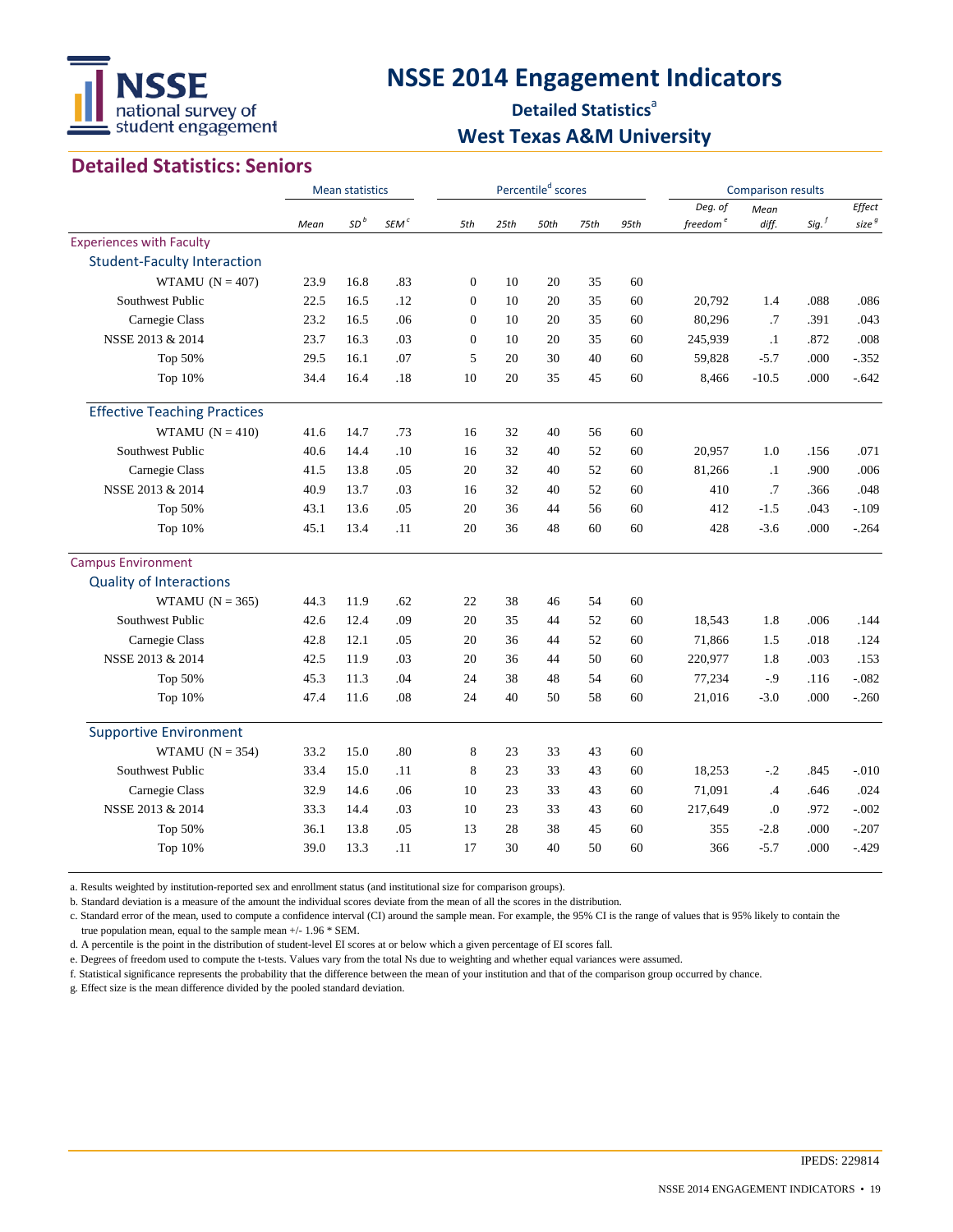# NSSE 2014 Engagement Indicators

## Detailed Statistics[a]

## West Texas A&M University

### Detailed Statistics: Seniors

| | Mean statistics | | | Percentile[d] scores | | | | | Comparison results | | | |
|---|---|---|---|---|---|---|---|---|---|---|---|---|
| | Mean | SD[b] | SEM[c] | 5th | 25th | 50th | 75th | 95th | Deg. of freedom[e] | Mean diff. | Sig.[f] | Effect size[g] |
| **Experiences with Faculty** | | | | | | | | | | | | |
| **Student-Faculty Interaction** | | | | | | | | | | | | |
| WTAMU (N = 407) | 23.9 | 16.8 | .83 | 0 | 10 | 20 | 35 | 60 | | | | |
| Southwest Public | 22.5 | 16.5 | .12 | 0 | 10 | 20 | 35 | 60 | 20,792 | 1.4 | .088 | .086 |
| Carnegie Class | 23.2 | 16.5 | .06 | 0 | 10 | 20 | 35 | 60 | 80,296 | .7 | .391 | .043 |
| NSSE 2013 & 2014 | 23.7 | 16.3 | .03 | 0 | 10 | 20 | 35 | 60 | 245,939 | .1 | .872 | .008 |
| Top 50% | 29.5 | 16.1 | .07 | 5 | 20 | 30 | 40 | 60 | 59,828 | -5.7 | .000 | -.352 |
| Top 10% | 34.4 | 16.4 | .18 | 10 | 20 | 35 | 45 | 60 | 8,466 | -10.5 | .000 | -.642 |
| **Effective Teaching Practices** | | | | | | | | | | | | |
| WTAMU (N = 410) | 41.6 | 14.7 | .73 | 16 | 32 | 40 | 56 | 60 | | | | |
| Southwest Public | 40.6 | 14.4 | .10 | 16 | 32 | 40 | 52 | 60 | 20,957 | 1.0 | .156 | .071 |
| Carnegie Class | 41.5 | 13.8 | .05 | 20 | 32 | 40 | 52 | 60 | 81,266 | .1 | .900 | .006 |
| NSSE 2013 & 2014 | 40.9 | 13.7 | .03 | 16 | 32 | 40 | 52 | 60 | 410 | .7 | .366 | .048 |
| Top 50% | 43.1 | 13.6 | .05 | 20 | 36 | 44 | 56 | 60 | 412 | -1.5 | .043 | -.109 |
| Top 10% | 45.1 | 13.4 | .11 | 20 | 36 | 48 | 60 | 60 | 428 | -3.6 | .000 | -.264 |
| **Campus Environment** | | | | | | | | | | | | |
| **Quality of Interactions** | | | | | | | | | | | | |
| WTAMU (N = 365) | 44.3 | 11.9 | .62 | 22 | 38 | 46 | 54 | 60 | | | | |
| Southwest Public | 42.6 | 12.4 | .09 | 20 | 35 | 44 | 52 | 60 | 18,543 | 1.8 | .006 | .144 |
| Carnegie Class | 42.8 | 12.1 | .05 | 20 | 36 | 44 | 52 | 60 | 71,866 | 1.5 | .018 | .124 |
| NSSE 2013 & 2014 | 42.5 | 11.9 | .03 | 20 | 36 | 44 | 50 | 60 | 220,977 | 1.8 | .003 | .153 |
| Top 50% | 45.3 | 11.3 | .04 | 24 | 38 | 48 | 54 | 60 | 77,234 | -.9 | .116 | -.082 |
| Top 10% | 47.4 | 11.6 | .08 | 24 | 40 | 50 | 58 | 60 | 21,016 | -3.0 | .000 | -.260 |
| **Supportive Environment** | | | | | | | | | | | | |
| WTAMU (N = 354) | 33.2 | 15.0 | .80 | 8 | 23 | 33 | 43 | 60 | | | | |
| Southwest Public | 33.4 | 15.0 | .11 | 8 | 23 | 33 | 43 | 60 | 18,253 | -.2 | .845 | -.010 |
| Carnegie Class | 32.9 | 14.6 | .06 | 10 | 23 | 33 | 43 | 60 | 71,091 | .4 | .646 | .024 |
| NSSE 2013 & 2014 | 33.3 | 14.4 | .03 | 10 | 23 | 33 | 43 | 60 | 217,649 | .0 | .972 | -.002 |
| Top 50% | 36.1 | 13.8 | .05 | 13 | 28 | 38 | 45 | 60 | 355 | -2.8 | .000 | -.207 |
| Top 10% | 39.0 | 13.3 | .11 | 17 | 30 | 40 | 50 | 60 | 366 | -5.7 | .000 | -.429 |

a. Results weighted by institution-reported sex and enrollment status (and institutional size for comparison groups).

b. Standard deviation is a measure of the amount the individual scores deviate from the mean of all the scores in the distribution.

c. Standard error of the mean, used to compute a confidence interval (CI) around the sample mean. For example, the 95% CI is the range of values that is 95% likely to contain the true population mean, equal to the sample mean +/- 1.96 * SEM.

d. A percentile is the point in the distribution of student-level EI scores at or below which a given percentage of EI scores fall.

e. Degrees of freedom used to compute the t-tests. Values vary from the total Ns due to weighting and whether equal variances were assumed.

f. Statistical significance represents the probability that the difference between the mean of your institution and that of the comparison group occurred by chance.

g. Effect size is the mean difference divided by the pooled standard deviation.

IPEDS: 229814